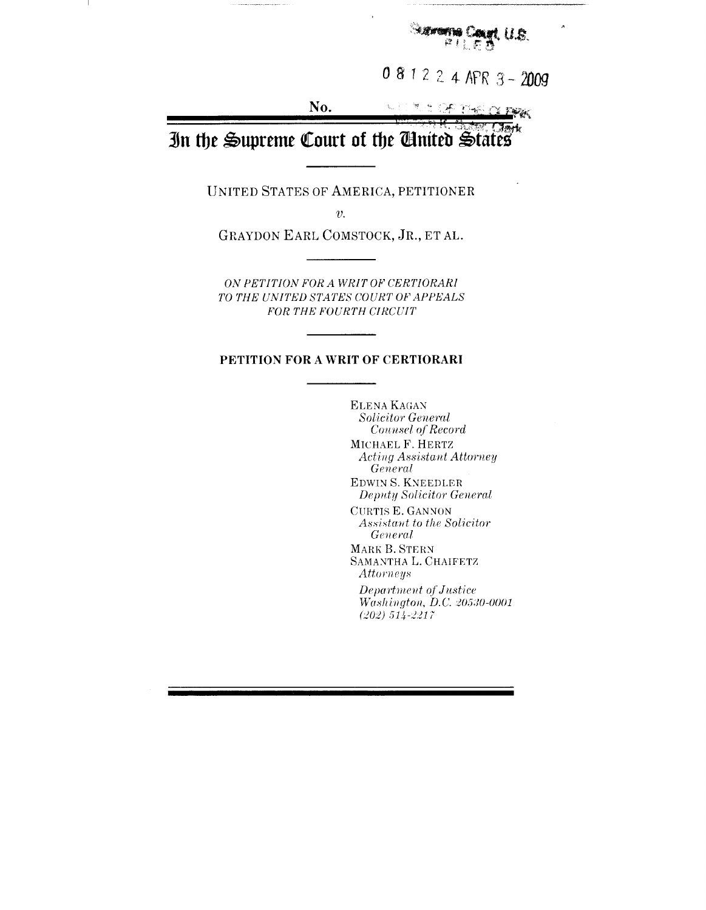Supreme Court, U.S. FILED

08 1224 APR 3 - 2009

No.

# In the Supreme Court of the United States

UNITED STATES OF AMERICA, PETITIONER

*v.*

GRAYDON EARL COMSTOCK, JR., ET AL.

*ON PETITION FOR A WRIT OF CERTIORARI TO THE UNITED STATES COURT OF APPEALS FOR THE FOURTH CIRCUIT*

**PETITION FOR A WRIT OF CERTIORARI**

ELENA KAGAN
*Solicitor General*
*Counsel of Record*
MICHAEL F. HERTZ
*Acting Assistant Attorney General*
EDWIN S. KNEEDLER
*Deputy Solicitor General*
CURTIS E. GANNON
*Assistant to the Solicitor General*
MARK B. STERN
SAMANTHA L. CHAIFETZ
*Attorneys*
*Department of Justice*
*Washington, D.C. 20530-0001*
*(202) 514-2217*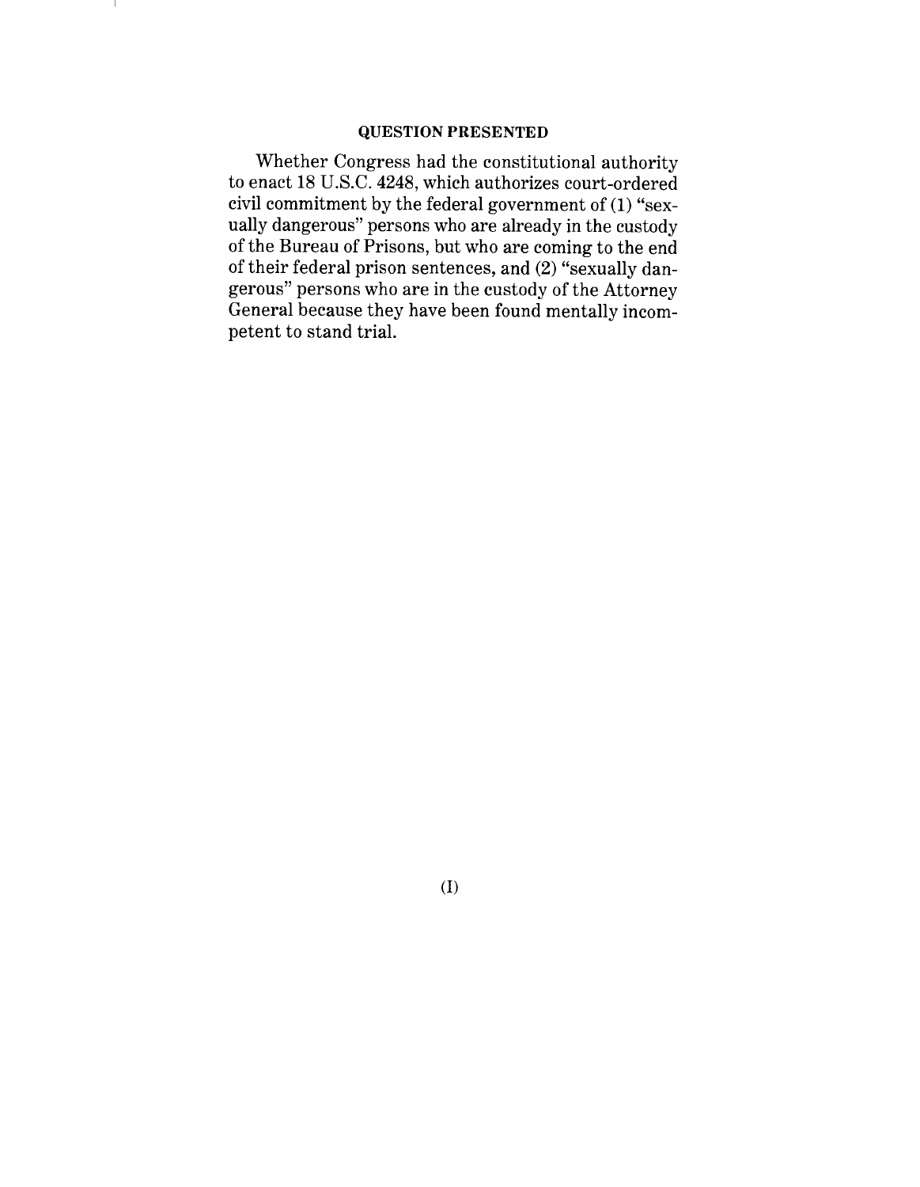## QUESTION PRESENTED

Whether Congress had the constitutional authority to enact 18 U.S.C. 4248, which authorizes court-ordered civil commitment by the federal government of (1) "sexually dangerous" persons who are already in the custody of the Bureau of Prisons, but who are coming to the end of their federal prison sentences, and (2) "sexually dangerous" persons who are in the custody of the Attorney General because they have been found mentally incompetent to stand trial.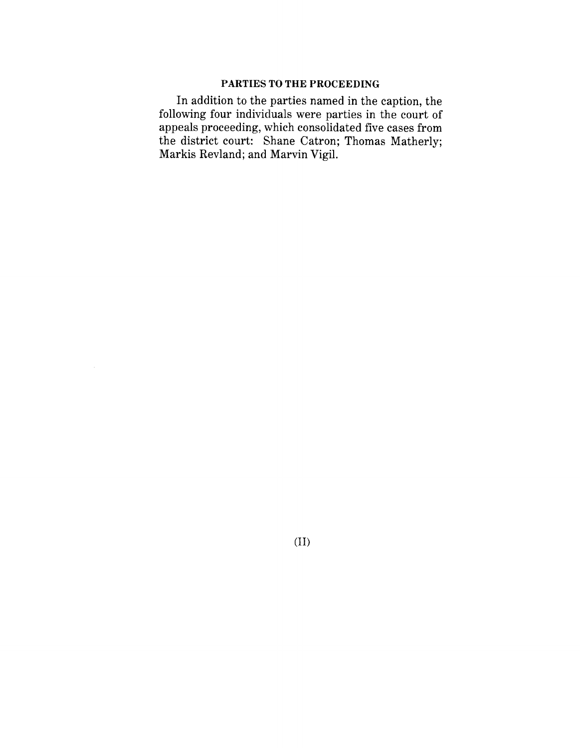## PARTIES TO THE PROCEEDING

In addition to the parties named in the caption, the following four individuals were parties in the court of appeals proceeding, which consolidated five cases from the district court: Shane Catron; Thomas Matherly; Markis Revland; and Marvin Vigil.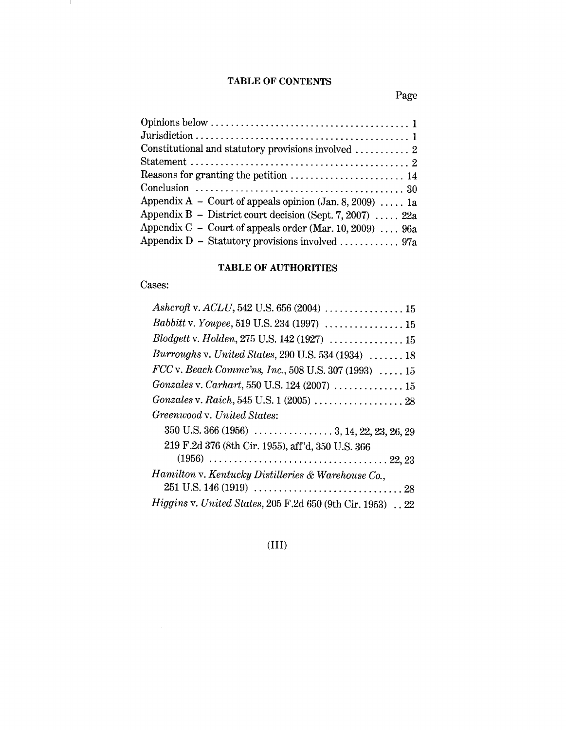## TABLE OF CONTENTS

| | Page |
|---|---|
| Opinions below | 1 |
| Jurisdiction | 1 |
| Constitutional and statutory provisions involved | 2 |
| Statement | 2 |
| Reasons for granting the petition | 14 |
| Conclusion | 30 |
| Appendix A – Court of appeals opinion (Jan. 8, 2009) | 1a |
| Appendix B – District court decision (Sept. 7, 2007) | 22a |
| Appendix C – Court of appeals order (Mar. 10, 2009) | 96a |
| Appendix D – Statutory provisions involved | 97a |

## TABLE OF AUTHORITIES

Cases:

| | |
|---|---|
| *Ashcroft* v. *ACLU*, 542 U.S. 656 (2004) | 15 |
| *Babbitt* v. *Youpee*, 519 U.S. 234 (1997) | 15 |
| *Blodgett* v. *Holden*, 275 U.S. 142 (1927) | 15 |
| *Burroughs* v. *United States*, 290 U.S. 534 (1934) | 18 |
| *FCC* v. *Beach Commc'ns, Inc.*, 508 U.S. 307 (1993) | 15 |
| *Gonzales* v. *Carhart*, 550 U.S. 124 (2007) | 15 |
| *Gonzales* v. *Raich*, 545 U.S. 1 (2005) | 28 |
| *Greenwood* v. *United States*: | |
| 350 U.S. 366 (1956) | 3, 14, 22, 23, 26, 29 |
| 219 F.2d 376 (8th Cir. 1955), aff'd, 350 U.S. 366 (1956) | 22, 23 |
| *Hamilton* v. *Kentucky Distilleries & Warehouse Co.*, 251 U.S. 146 (1919) | 28 |
| *Higgins* v. *United States*, 205 F.2d 650 (9th Cir. 1953) | 22 |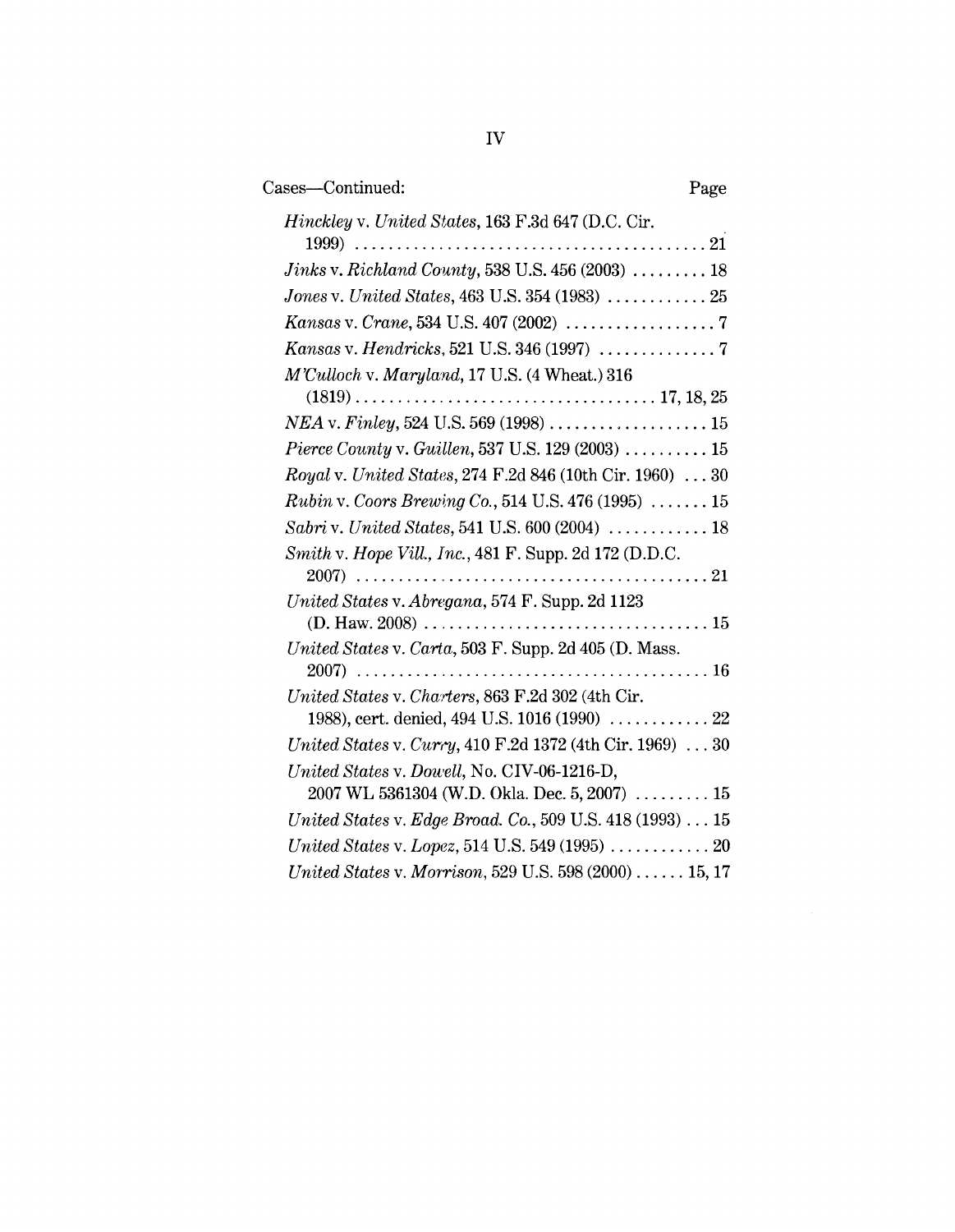Cases—Continued: Page

*Hinckley* v. *United States*, 163 F.3d 647 (D.C. Cir. 1999) . . . . . . . . . . . . . . . . . . . . . . . . . . . . . . . . . . . . . . . . . . 21

*Jinks* v. *Richland County*, 538 U.S. 456 (2003) . . . . . . . . . 18

*Jones* v. *United States*, 463 U.S. 354 (1983) . . . . . . . . . . . . 25

*Kansas* v. *Crane*, 534 U.S. 407 (2002) . . . . . . . . . . . . . . . . . . 7

*Kansas* v. *Hendricks*, 521 U.S. 346 (1997) . . . . . . . . . . . . . . 7

*M'Culloch* v. *Maryland*, 17 U.S. (4 Wheat.) 316 (1819) . . . . . . . . . . . . . . . . . . . . . . . . . . . . . . . . . . . . 17, 18, 25

*NEA* v. *Finley*, 524 U.S. 569 (1998) . . . . . . . . . . . . . . . . . . . 15

*Pierce County* v. *Guillen*, 537 U.S. 129 (2003) . . . . . . . . . . 15

*Royal* v. *United States*, 274 F.2d 846 (10th Cir. 1960) . . . 30

*Rubin* v. *Coors Brewing Co.*, 514 U.S. 476 (1995) . . . . . . . 15

*Sabri* v. *United States*, 541 U.S. 600 (2004) . . . . . . . . . . . . 18

*Smith* v. *Hope Vill., Inc.*, 481 F. Supp. 2d 172 (D.D.C. 2007) . . . . . . . . . . . . . . . . . . . . . . . . . . . . . . . . . . . . . . . . . . 21

*United States* v. *Abregana*, 574 F. Supp. 2d 1123 (D. Haw. 2008) . . . . . . . . . . . . . . . . . . . . . . . . . . . . . . . . . . 15

*United States* v. *Carta*, 503 F. Supp. 2d 405 (D. Mass. 2007) . . . . . . . . . . . . . . . . . . . . . . . . . . . . . . . . . . . . . . . . . . 16

*United States* v. *Charters*, 863 F.2d 302 (4th Cir. 1988), cert. denied, 494 U.S. 1016 (1990) . . . . . . . . . . . . 22

*United States* v. *Curry*, 410 F.2d 1372 (4th Cir. 1969) . . . 30

*United States* v. *Dowell*, No. CIV-06-1216-D, 2007 WL 5361304 (W.D. Okla. Dec. 5, 2007) . . . . . . . . . 15

*United States* v. *Edge Broad. Co.*, 509 U.S. 418 (1993) . . . 15

*United States* v. *Lopez*, 514 U.S. 549 (1995) . . . . . . . . . . . . 20

*United States* v. *Morrison*, 529 U.S. 598 (2000) . . . . . . 15, 17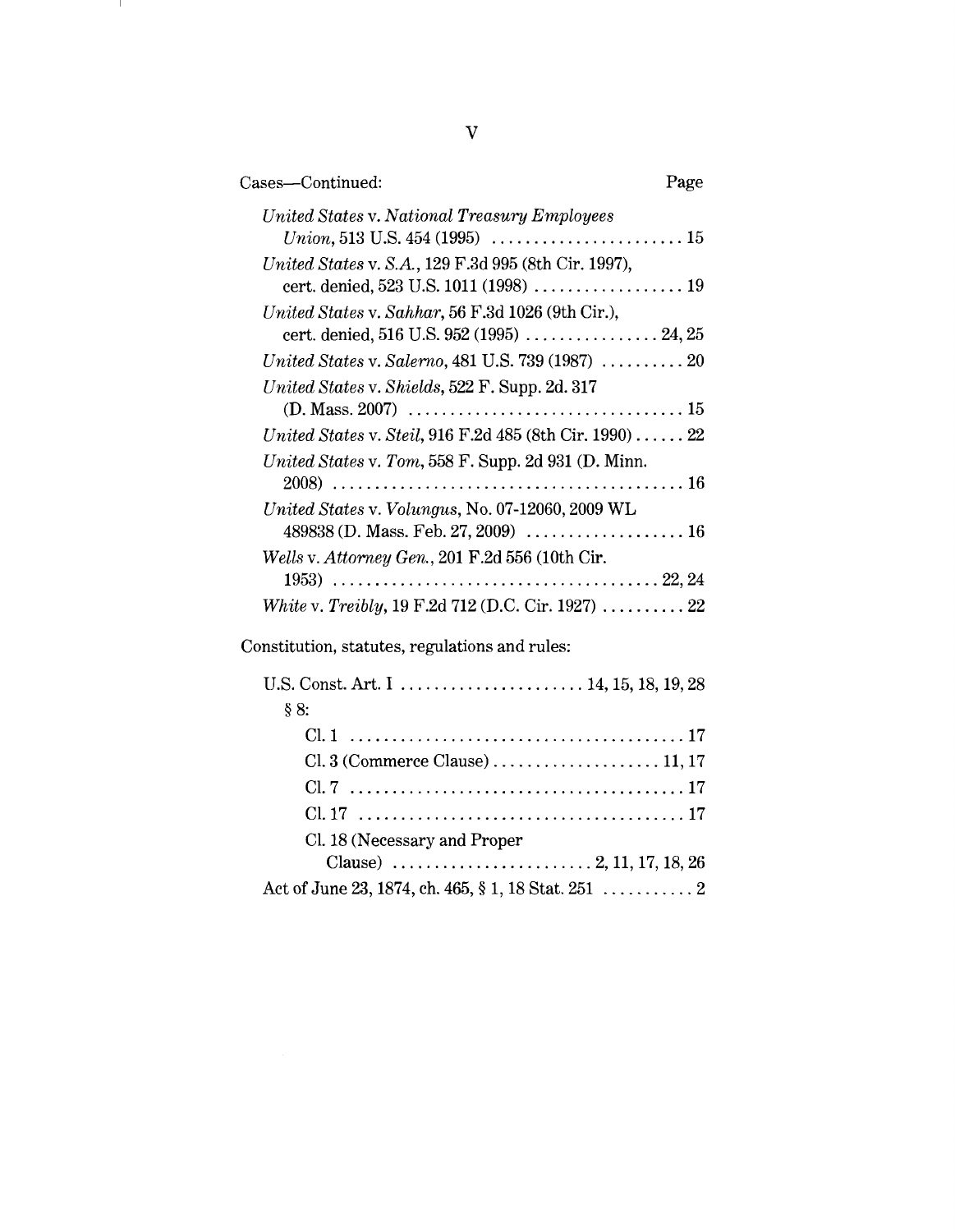Cases—Continued: Page

*United States* v. *National Treasury Employees Union*, 513 U.S. 454 (1995) . . . . . . . . . . . . . . . . . . . . . . . 15

*United States* v. *S.A.*, 129 F.3d 995 (8th Cir. 1997), cert. denied, 523 U.S. 1011 (1998) . . . . . . . . . . . . . . . . . . 19

*United States* v. *Sahhar*, 56 F.3d 1026 (9th Cir.), cert. denied, 516 U.S. 952 (1995) . . . . . . . . . . . . . . . . 24, 25

*United States* v. *Salerno*, 481 U.S. 739 (1987) . . . . . . . . . . 20

*United States* v. *Shields*, 522 F. Supp. 2d. 317 (D. Mass. 2007) . . . . . . . . . . . . . . . . . . . . . . . . . . . . . . . . . 15

*United States* v. *Steil*, 916 F.2d 485 (8th Cir. 1990) . . . . . . 22

*United States* v. *Tom*, 558 F. Supp. 2d 931 (D. Minn. 2008) . . . . . . . . . . . . . . . . . . . . . . . . . . . . . . . . . . . . . . . . . . 16

*United States* v. *Volungus*, No. 07-12060, 2009 WL 489838 (D. Mass. Feb. 27, 2009) . . . . . . . . . . . . . . . . . . . 16

*Wells* v. *Attorney Gen.*, 201 F.2d 556 (10th Cir. 1953) . . . . . . . . . . . . . . . . . . . . . . . . . . . . . . . . . . . . . . 22, 24

*White* v. *Treibly*, 19 F.2d 712 (D.C. Cir. 1927) . . . . . . . . . . 22

Constitution, statutes, regulations and rules:

U.S. Const. Art. I . . . . . . . . . . . . . . . . . . . . . . 14, 15, 18, 19, 28
- § 8:
  - Cl. 1 . . . . . . . . . . . . . . . . . . . . . . . . . . . . . . . . . . . . . . . . 17
  - Cl. 3 (Commerce Clause) . . . . . . . . . . . . . . . . . . . . 11, 17
  - Cl. 7 . . . . . . . . . . . . . . . . . . . . . . . . . . . . . . . . . . . . . . . . 17
  - Cl. 17 . . . . . . . . . . . . . . . . . . . . . . . . . . . . . . . . . . . . . . . 17
  - Cl. 18 (Necessary and Proper Clause) . . . . . . . . . . . . . . . . . . . . . . . . 2, 11, 17, 18, 26

Act of June 23, 1874, ch. 465, § 1, 18 Stat. 251 . . . . . . . . . . . 2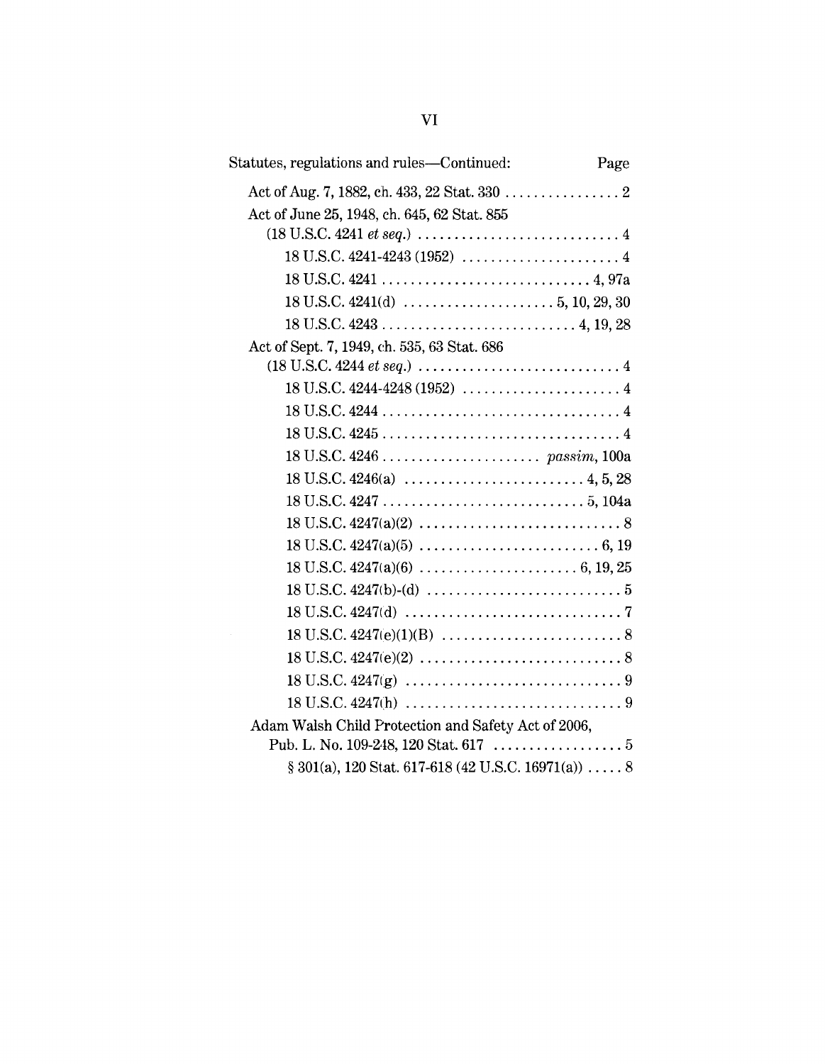Statutes, regulations and rules—Continued: Page

Act of Aug. 7, 1882, ch. 433, 22 Stat. 330 . . . . . . . . . . . . . . . . 2

Act of June 25, 1948, ch. 645, 62 Stat. 855
  (18 U.S.C. 4241 *et seq.*) . . . . . . . . . . . . . . . . . . . . . . . . . . . . 4

  18 U.S.C. 4241-4243 (1952) . . . . . . . . . . . . . . . . . . . . . . 4

  18 U.S.C. 4241 . . . . . . . . . . . . . . . . . . . . . . . . . . . . . 4, 97a

  18 U.S.C. 4241(d) . . . . . . . . . . . . . . . . . . . . . 5, 10, 29, 30

  18 U.S.C. 4243 . . . . . . . . . . . . . . . . . . . . . . . . . . . 4, 19, 28

Act of Sept. 7, 1949, ch. 535, 63 Stat. 686
  (18 U.S.C. 4244 *et seq.*) . . . . . . . . . . . . . . . . . . . . . . . . . . . . 4

  18 U.S.C. 4244-4248 (1952) . . . . . . . . . . . . . . . . . . . . . . 4

  18 U.S.C. 4244 . . . . . . . . . . . . . . . . . . . . . . . . . . . . . . . . . 4

  18 U.S.C. 4245 . . . . . . . . . . . . . . . . . . . . . . . . . . . . . . . . . 4

  18 U.S.C. 4246 . . . . . . . . . . . . . . . . . . . . . . *passim*, 100a

  18 U.S.C. 4246(a) . . . . . . . . . . . . . . . . . . . . . . . . . . 4, 5, 28

  18 U.S.C. 4247 . . . . . . . . . . . . . . . . . . . . . . . . . . . . 5, 104a

  18 U.S.C. 4247(a)(2) . . . . . . . . . . . . . . . . . . . . . . . . . . . . 8

  18 U.S.C. 4247(a)(5) . . . . . . . . . . . . . . . . . . . . . . . . . . 6, 19

  18 U.S.C. 4247(a)(6) . . . . . . . . . . . . . . . . . . . . . . 6, 19, 25

  18 U.S.C. 4247(b)-(d) . . . . . . . . . . . . . . . . . . . . . . . . . . . 5

  18 U.S.C. 4247(d) . . . . . . . . . . . . . . . . . . . . . . . . . . . . . . 7

  18 U.S.C. 4247(e)(1)(B) . . . . . . . . . . . . . . . . . . . . . . . . . 8

  18 U.S.C. 4247(e)(2) . . . . . . . . . . . . . . . . . . . . . . . . . . . . 8

  18 U.S.C. 4247(g) . . . . . . . . . . . . . . . . . . . . . . . . . . . . . . 9

  18 U.S.C. 4247(h) . . . . . . . . . . . . . . . . . . . . . . . . . . . . . . 9

Adam Walsh Child Protection and Safety Act of 2006,
  Pub. L. No. 109-248, 120 Stat. 617 . . . . . . . . . . . . . . . . . . 5

  § 301(a), 120 Stat. 617-618 (42 U.S.C. 16971(a)) . . . . . 8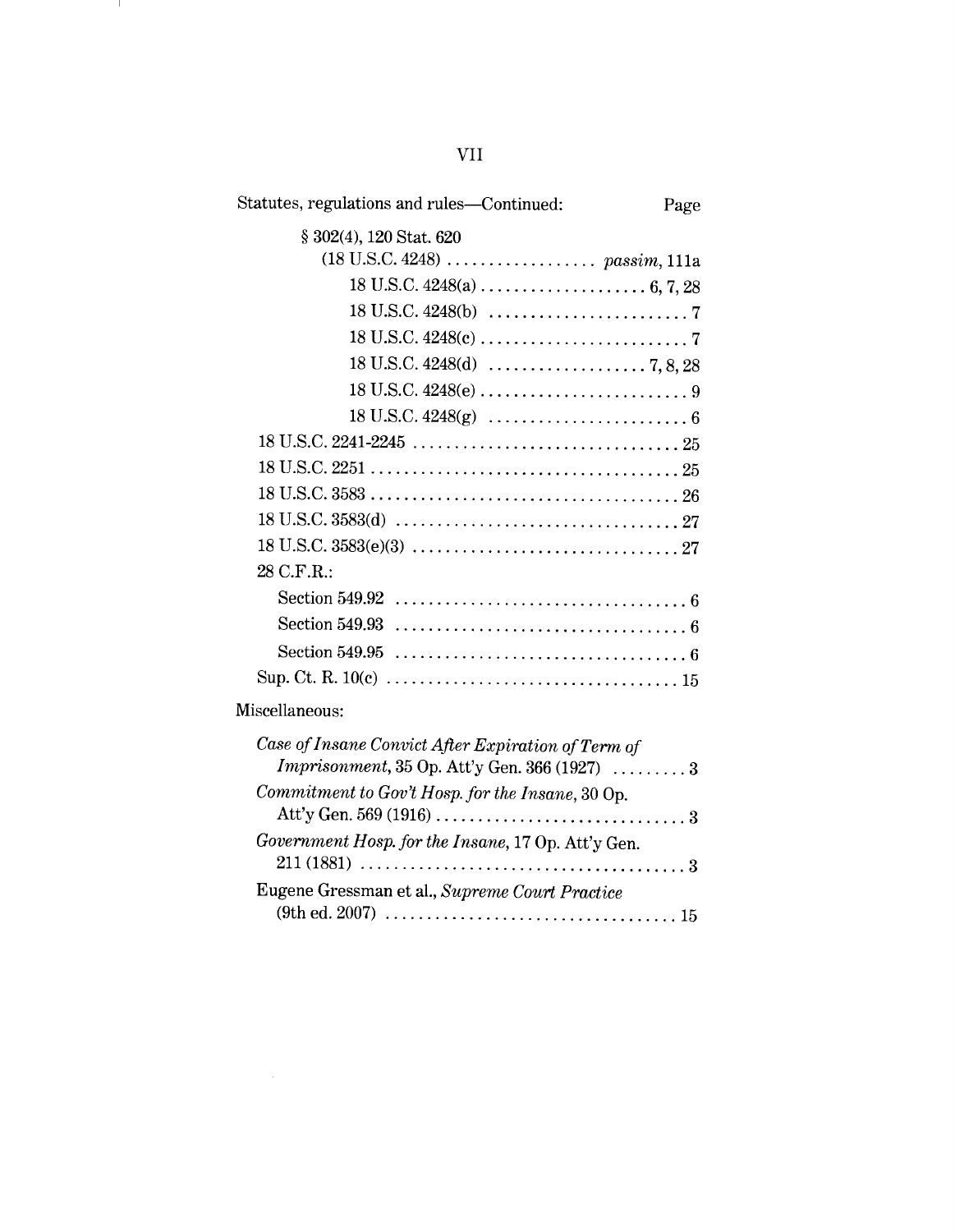Statutes, regulations and rules—Continued: Page

§ 302(4), 120 Stat. 620
(18 U.S.C. 4248) .................. *passim*, 111a
18 U.S.C. 4248(a) .................... 6, 7, 28
18 U.S.C. 4248(b) ........................ 7
18 U.S.C. 4248(c) .......................... 7
18 U.S.C. 4248(d) ................... 7, 8, 28
18 U.S.C. 4248(e) .......................... 9
18 U.S.C. 4248(g) ........................ 6

18 U.S.C. 2241-2245 ................................ 25
18 U.S.C. 2251 ...................................... 25
18 U.S.C. 3583 ...................................... 26
18 U.S.C. 3583(d) .................................. 27
18 U.S.C. 3583(e)(3) ................................ 27
28 C.F.R.:
Section 549.92 .................................... 6
Section 549.93 .................................... 6
Section 549.95 .................................... 6
Sup. Ct. R. 10(c) .................................... 15

Miscellaneous:

*Case of Insane Convict After Expiration of Term of Imprisonment*, 35 Op. Att'y Gen. 366 (1927) ......... 3
*Commitment to Gov't Hosp. for the Insane*, 30 Op. Att'y Gen. 569 (1916) .............................. 3
*Government Hosp. for the Insane*, 17 Op. Att'y Gen. 211 (1881) ........................................ 3
Eugene Gressman et al., *Supreme Court Practice* (9th ed. 2007) .................................... 15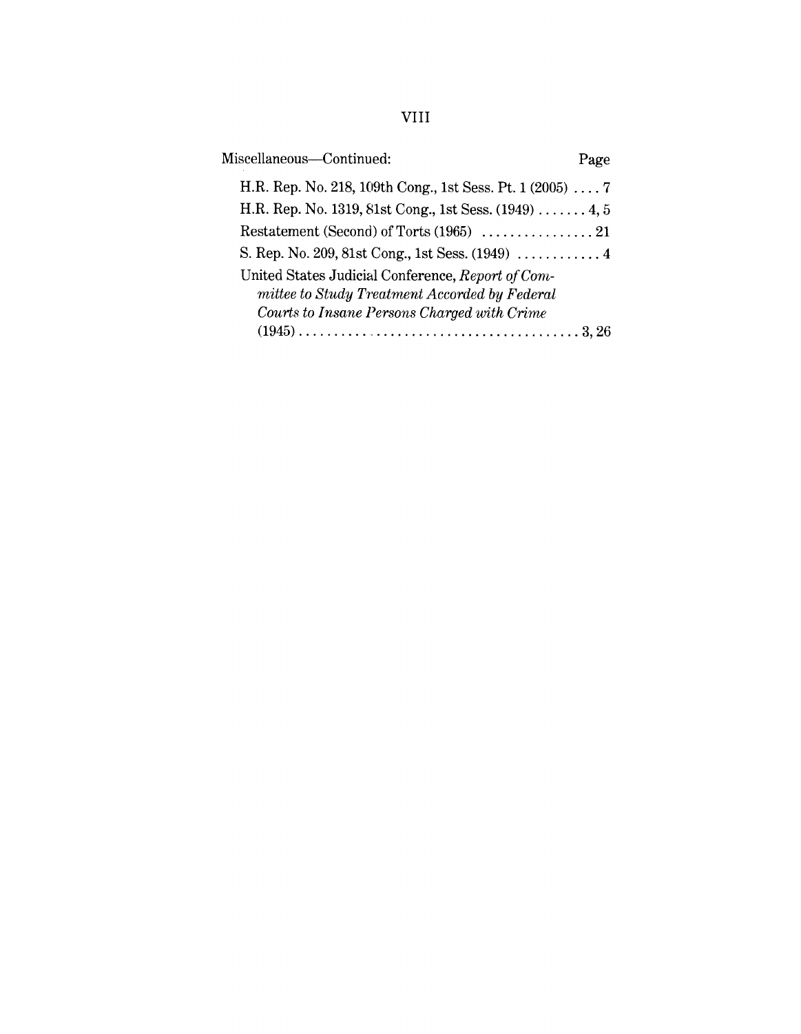Miscellaneous—Continued: Page

H.R. Rep. No. 218, 109th Cong., 1st Sess. Pt. 1 (2005) .... 7

H.R. Rep. No. 1319, 81st Cong., 1st Sess. (1949) ....... 4, 5

Restatement (Second) of Torts (1965) ................ 21

S. Rep. No. 209, 81st Cong., 1st Sess. (1949) ............ 4

United States Judicial Conference, *Report of Committee to Study Treatment Accorded by Federal Courts to Insane Persons Charged with Crime* (1945) ........................................ 3, 26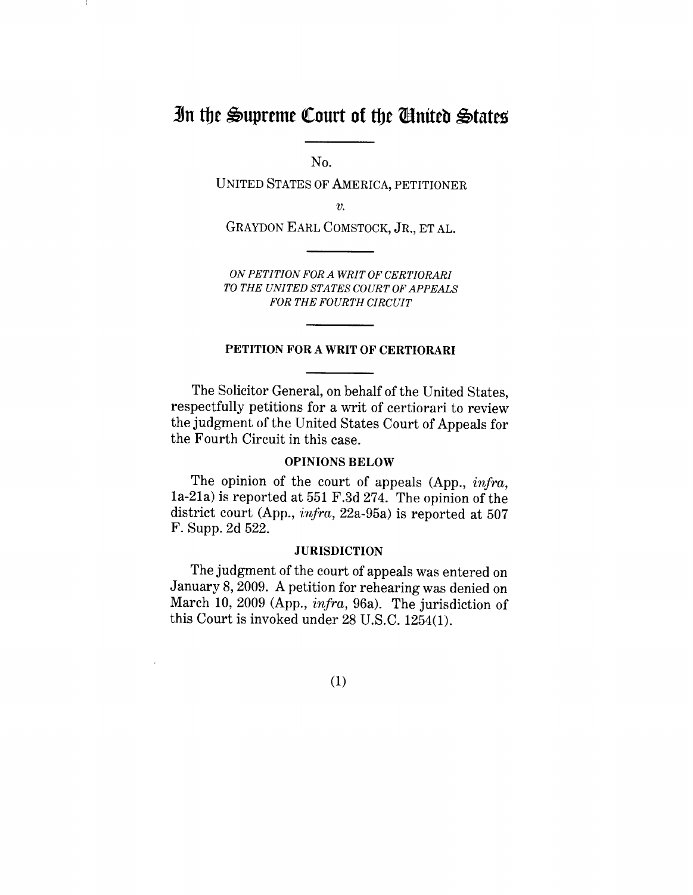# In the Supreme Court of the United States

No.

UNITED STATES OF AMERICA, PETITIONER

*v.*

GRAYDON EARL COMSTOCK, JR., ET AL.

*ON PETITION FOR A WRIT OF CERTIORARI TO THE UNITED STATES COURT OF APPEALS FOR THE FOURTH CIRCUIT*

## PETITION FOR A WRIT OF CERTIORARI

The Solicitor General, on behalf of the United States, respectfully petitions for a writ of certiorari to review the judgment of the United States Court of Appeals for the Fourth Circuit in this case.

### OPINIONS BELOW

The opinion of the court of appeals (App., *infra*, 1a-21a) is reported at 551 F.3d 274. The opinion of the district court (App., *infra*, 22a-95a) is reported at 507 F. Supp. 2d 522.

### JURISDICTION

The judgment of the court of appeals was entered on January 8, 2009. A petition for rehearing was denied on March 10, 2009 (App., *infra*, 96a). The jurisdiction of this Court is invoked under 28 U.S.C. 1254(1).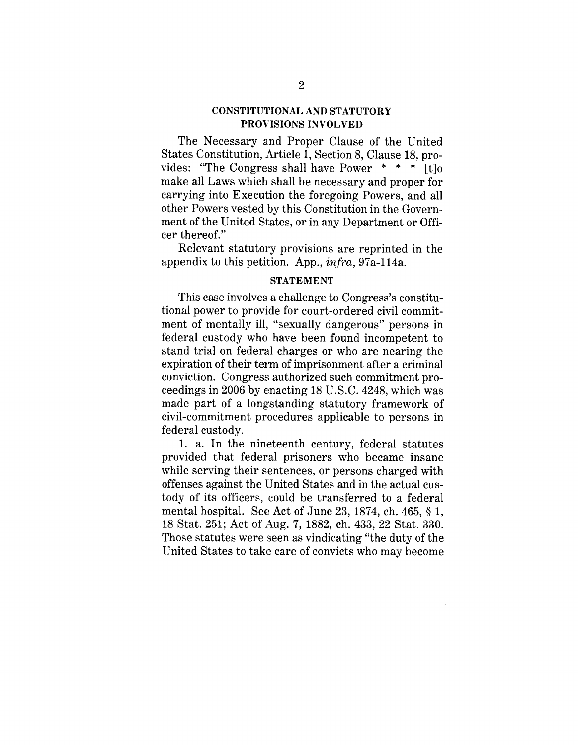## CONSTITUTIONAL AND STATUTORY PROVISIONS INVOLVED

The Necessary and Proper Clause of the United States Constitution, Article I, Section 8, Clause 18, provides: "The Congress shall have Power * * * [t]o make all Laws which shall be necessary and proper for carrying into Execution the foregoing Powers, and all other Powers vested by this Constitution in the Government of the United States, or in any Department or Officer thereof."

Relevant statutory provisions are reprinted in the appendix to this petition. App., *infra*, 97a-114a.

## STATEMENT

This case involves a challenge to Congress's constitutional power to provide for court-ordered civil commitment of mentally ill, "sexually dangerous" persons in federal custody who have been found incompetent to stand trial on federal charges or who are nearing the expiration of their term of imprisonment after a criminal conviction. Congress authorized such commitment proceedings in 2006 by enacting 18 U.S.C. 4248, which was made part of a longstanding statutory framework of civil-commitment procedures applicable to persons in federal custody.

1. a. In the nineteenth century, federal statutes provided that federal prisoners who became insane while serving their sentences, or persons charged with offenses against the United States and in the actual custody of its officers, could be transferred to a federal mental hospital. See Act of June 23, 1874, ch. 465, § 1, 18 Stat. 251; Act of Aug. 7, 1882, ch. 433, 22 Stat. 330. Those statutes were seen as vindicating "the duty of the United States to take care of convicts who may become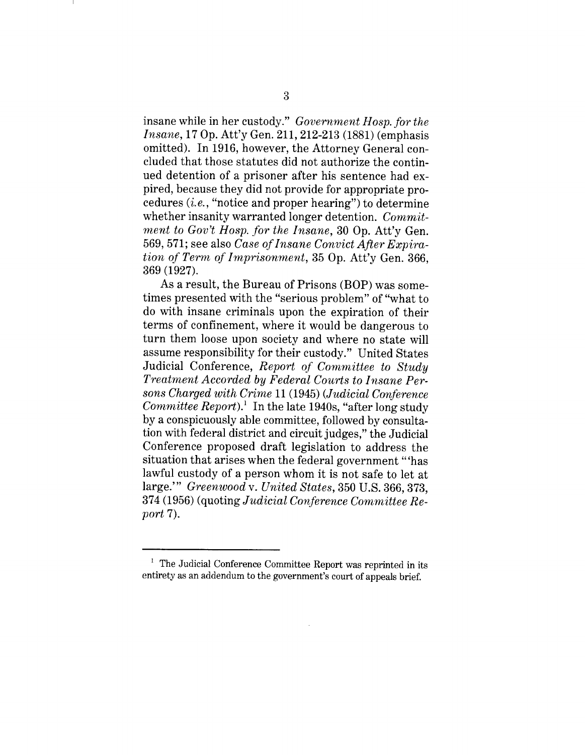insane while in her custody." *Government Hosp. for the Insane*, 17 Op. Att'y Gen. 211, 212-213 (1881) (emphasis omitted). In 1916, however, the Attorney General concluded that those statutes did not authorize the continued detention of a prisoner after his sentence had expired, because they did not provide for appropriate procedures (*i.e.*, "notice and proper hearing") to determine whether insanity warranted longer detention. *Commitment to Gov't Hosp. for the Insane*, 30 Op. Att'y Gen. 569, 571; see also *Case of Insane Convict After Expiration of Term of Imprisonment*, 35 Op. Att'y Gen. 366, 369 (1927).

As a result, the Bureau of Prisons (BOP) was sometimes presented with the "serious problem" of "what to do with insane criminals upon the expiration of their terms of confinement, where it would be dangerous to turn them loose upon society and where no state will assume responsibility for their custody." United States Judicial Conference, *Report of Committee to Study Treatment Accorded by Federal Courts to Insane Persons Charged with Crime* 11 (1945) (*Judicial Conference Committee Report*).[1] In the late 1940s, "after long study by a conspicuously able committee, followed by consultation with federal district and circuit judges," the Judicial Conference proposed draft legislation to address the situation that arises when the federal government "'has lawful custody of a person whom it is not safe to let at large.'" *Greenwood* v. *United States*, 350 U.S. 366, 373, 374 (1956) (quoting *Judicial Conference Committee Report* 7).

---

[1] The Judicial Conference Committee Report was reprinted in its entirety as an addendum to the government's court of appeals brief.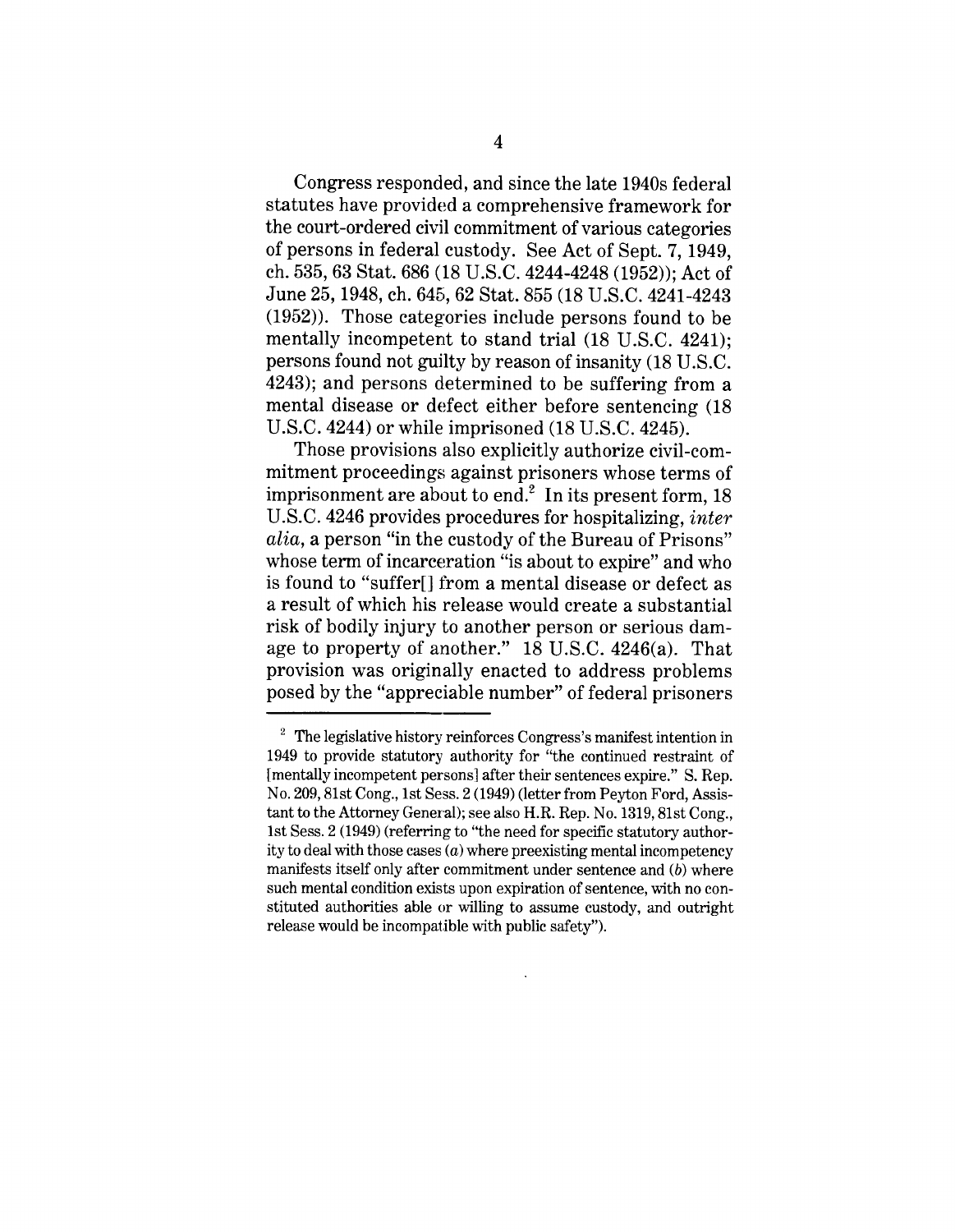Congress responded, and since the late 1940s federal statutes have provided a comprehensive framework for the court-ordered civil commitment of various categories of persons in federal custody. See Act of Sept. 7, 1949, ch. 535, 63 Stat. 686 (18 U.S.C. 4244-4248 (1952)); Act of June 25, 1948, ch. 645, 62 Stat. 855 (18 U.S.C. 4241-4243 (1952)). Those categories include persons found to be mentally incompetent to stand trial (18 U.S.C. 4241); persons found not guilty by reason of insanity (18 U.S.C. 4243); and persons determined to be suffering from a mental disease or defect either before sentencing (18 U.S.C. 4244) or while imprisoned (18 U.S.C. 4245).

Those provisions also explicitly authorize civil-commitment proceedings against prisoners whose terms of imprisonment are about to end.[2] In its present form, 18 U.S.C. 4246 provides procedures for hospitalizing, *inter alia*, a person "in the custody of the Bureau of Prisons" whose term of incarceration "is about to expire" and who is found to "suffer[] from a mental disease or defect as a result of which his release would create a substantial risk of bodily injury to another person or serious damage to property of another." 18 U.S.C. 4246(a). That provision was originally enacted to address problems posed by the "appreciable number" of federal prisoners

[2] The legislative history reinforces Congress's manifest intention in 1949 to provide statutory authority for "the continued restraint of [mentally incompetent persons] after their sentences expire." S. Rep. No. 209, 81st Cong., 1st Sess. 2 (1949) (letter from Peyton Ford, Assistant to the Attorney General); see also H.R. Rep. No. 1319, 81st Cong., 1st Sess. 2 (1949) (referring to "the need for specific statutory authority to deal with those cases (*a*) where preexisting mental incompetency manifests itself only after commitment under sentence and (*b*) where such mental condition exists upon expiration of sentence, with no constituted authorities able or willing to assume custody, and outright release would be incompatible with public safety").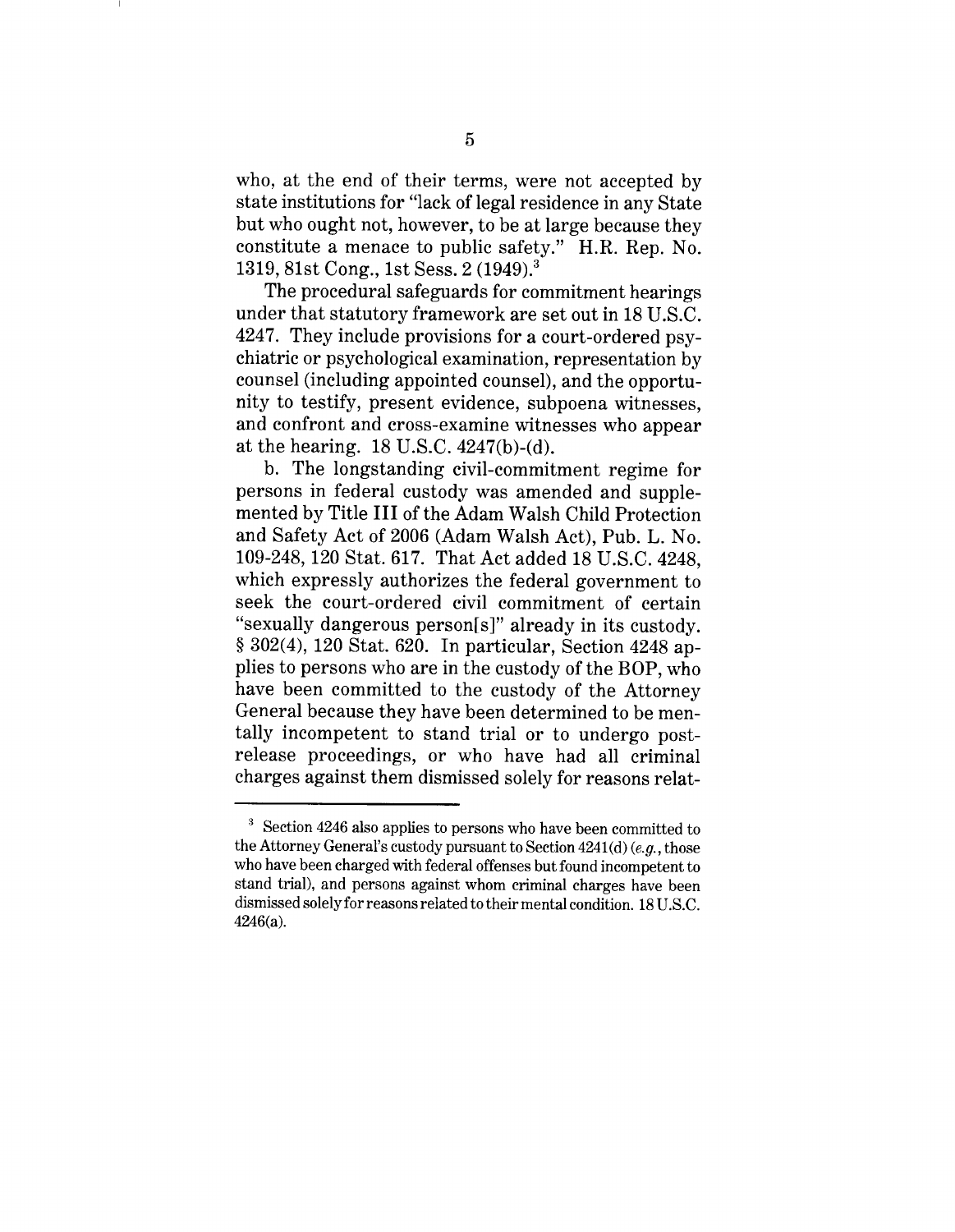who, at the end of their terms, were not accepted by state institutions for "lack of legal residence in any State but who ought not, however, to be at large because they constitute a menace to public safety." H.R. Rep. No. 1319, 81st Cong., 1st Sess. 2 (1949).[3]

The procedural safeguards for commitment hearings under that statutory framework are set out in 18 U.S.C. 4247. They include provisions for a court-ordered psychiatric or psychological examination, representation by counsel (including appointed counsel), and the opportunity to testify, present evidence, subpoena witnesses, and confront and cross-examine witnesses who appear at the hearing. 18 U.S.C. 4247(b)-(d).

b. The longstanding civil-commitment regime for persons in federal custody was amended and supplemented by Title III of the Adam Walsh Child Protection and Safety Act of 2006 (Adam Walsh Act), Pub. L. No. 109-248, 120 Stat. 617. That Act added 18 U.S.C. 4248, which expressly authorizes the federal government to seek the court-ordered civil commitment of certain "sexually dangerous person[s]" already in its custody. § 302(4), 120 Stat. 620. In particular, Section 4248 applies to persons who are in the custody of the BOP, who have been committed to the custody of the Attorney General because they have been determined to be mentally incompetent to stand trial or to undergo post-release proceedings, or who have had all criminal charges against them dismissed solely for reasons relat-

---

[3] Section 4246 also applies to persons who have been committed to the Attorney General's custody pursuant to Section 4241(d) (*e.g.*, those who have been charged with federal offenses but found incompetent to stand trial), and persons against whom criminal charges have been dismissed solely for reasons related to their mental condition. 18 U.S.C. 4246(a).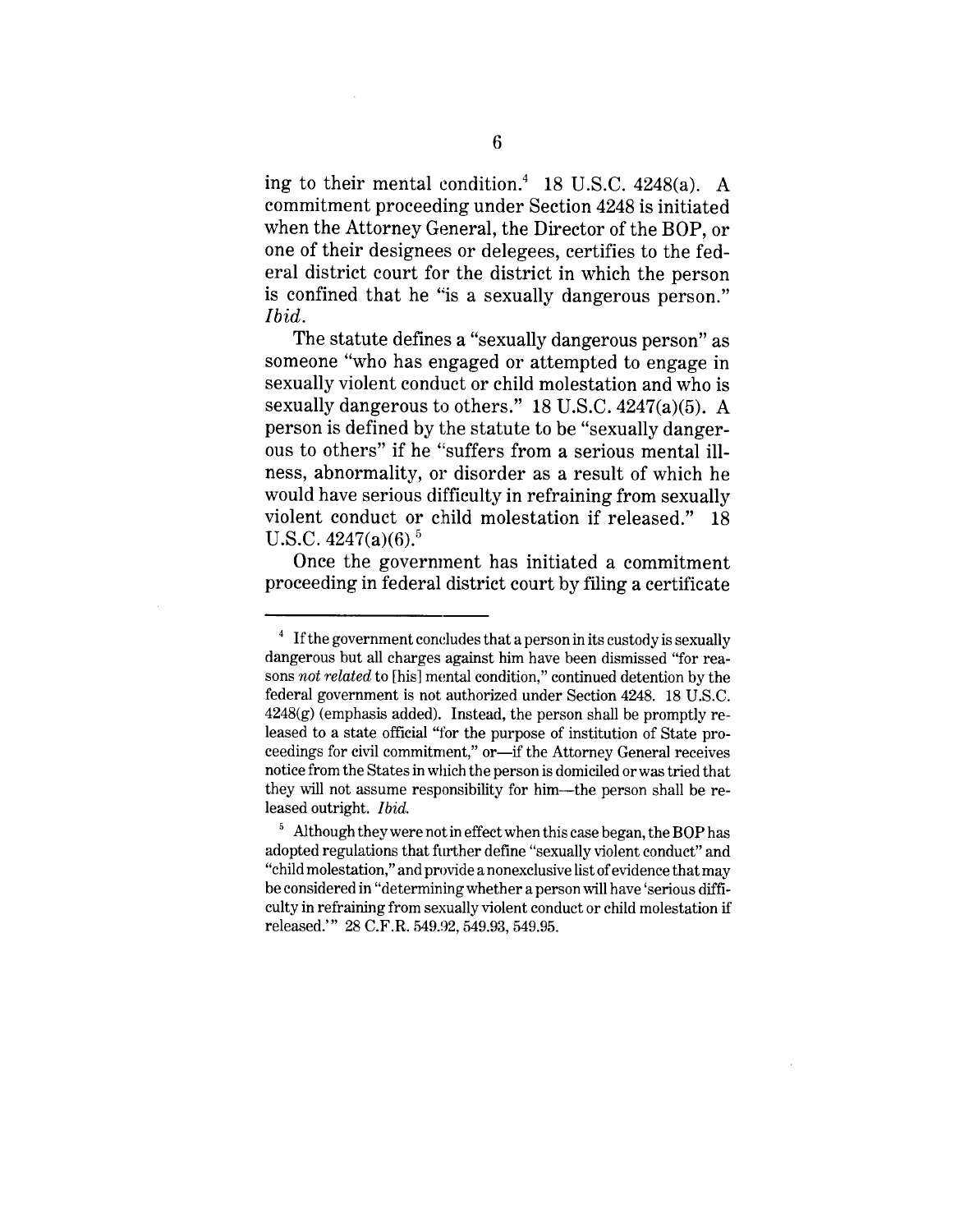ing to their mental condition.[4] 18 U.S.C. 4248(a). A commitment proceeding under Section 4248 is initiated when the Attorney General, the Director of the BOP, or one of their designees or delegees, certifies to the federal district court for the district in which the person is confined that he "is a sexually dangerous person." *Ibid.*

The statute defines a "sexually dangerous person" as someone "who has engaged or attempted to engage in sexually violent conduct or child molestation and who is sexually dangerous to others." 18 U.S.C. 4247(a)(5). A person is defined by the statute to be "sexually dangerous to others" if he "suffers from a serious mental illness, abnormality, or disorder as a result of which he would have serious difficulty in refraining from sexually violent conduct or child molestation if released." 18 U.S.C. 4247(a)(6).[5]

Once the government has initiated a commitment proceeding in federal district court by filing a certificate

---

[4] If the government concludes that a person in its custody is sexually dangerous but all charges against him have been dismissed "for reasons *not related* to [his] mental condition," continued detention by the federal government is not authorized under Section 4248. 18 U.S.C. 4248(g) (emphasis added). Instead, the person shall be promptly released to a state official "for the purpose of institution of State proceedings for civil commitment," or—if the Attorney General receives notice from the States in which the person is domiciled or was tried that they will not assume responsibility for him—the person shall be released outright. *Ibid.*

[5] Although they were not in effect when this case began, the BOP has adopted regulations that further define "sexually violent conduct" and "child molestation," and provide a nonexclusive list of evidence that may be considered in "determining whether a person will have 'serious difficulty in refraining from sexually violent conduct or child molestation if released.'" 28 C.F.R. 549.92, 549.93, 549.95.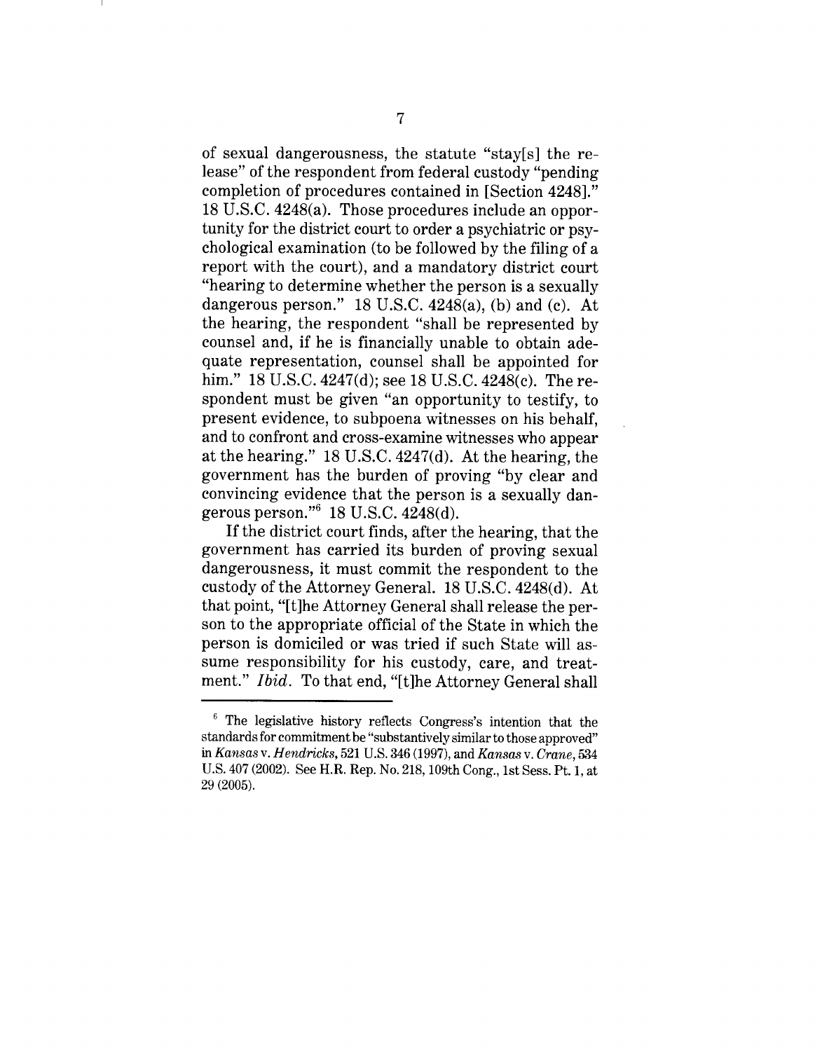of sexual dangerousness, the statute "stay[s] the release" of the respondent from federal custody "pending completion of procedures contained in [Section 4248]." 18 U.S.C. 4248(a). Those procedures include an opportunity for the district court to order a psychiatric or psychological examination (to be followed by the filing of a report with the court), and a mandatory district court "hearing to determine whether the person is a sexually dangerous person." 18 U.S.C. 4248(a), (b) and (c). At the hearing, the respondent "shall be represented by counsel and, if he is financially unable to obtain adequate representation, counsel shall be appointed for him." 18 U.S.C. 4247(d); see 18 U.S.C. 4248(c). The respondent must be given "an opportunity to testify, to present evidence, to subpoena witnesses on his behalf, and to confront and cross-examine witnesses who appear at the hearing." 18 U.S.C. 4247(d). At the hearing, the government has the burden of proving "by clear and convincing evidence that the person is a sexually dangerous person."[6] 18 U.S.C. 4248(d).

If the district court finds, after the hearing, that the government has carried its burden of proving sexual dangerousness, it must commit the respondent to the custody of the Attorney General. 18 U.S.C. 4248(d). At that point, "[t]he Attorney General shall release the person to the appropriate official of the State in which the person is domiciled or was tried if such State will assume responsibility for his custody, care, and treatment." *Ibid.* To that end, "[t]he Attorney General shall

---

[6] The legislative history reflects Congress's intention that the standards for commitment be "substantively similar to those approved" in *Kansas* v. *Hendricks*, 521 U.S. 346 (1997), and *Kansas* v. *Crane*, 534 U.S. 407 (2002). See H.R. Rep. No. 218, 109th Cong., 1st Sess. Pt. 1, at 29 (2005).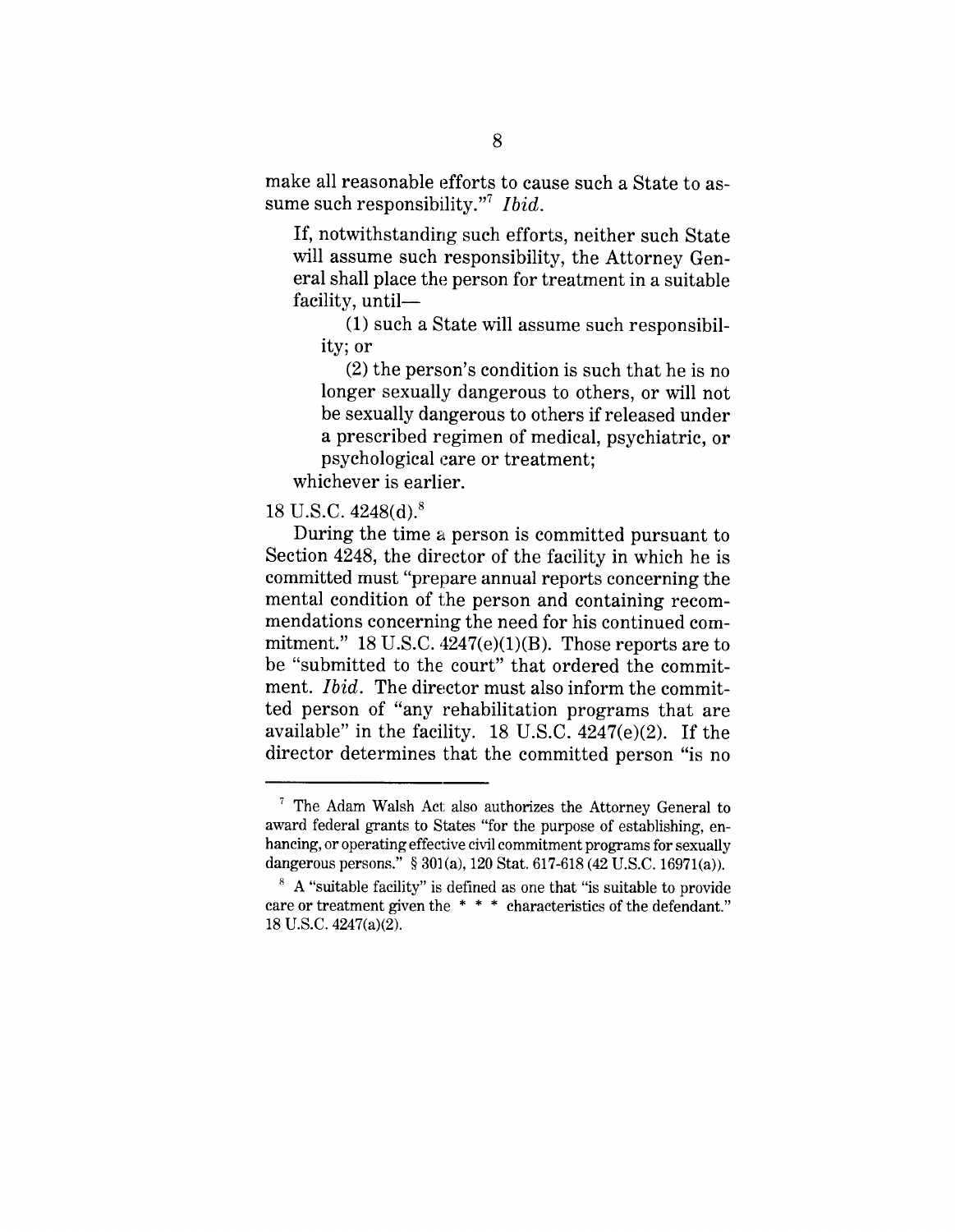make all reasonable efforts to cause such a State to assume such responsibility."[7] *Ibid.*

> If, notwithstanding such efforts, neither such State will assume such responsibility, the Attorney General shall place the person for treatment in a suitable facility, until—
>
> (1) such a State will assume such responsibility; or
>
> (2) the person's condition is such that he is no longer sexually dangerous to others, or will not be sexually dangerous to others if released under a prescribed regimen of medical, psychiatric, or psychological care or treatment;
>
> whichever is earlier.

18 U.S.C. 4248(d).[8]

During the time a person is committed pursuant to Section 4248, the director of the facility in which he is committed must "prepare annual reports concerning the mental condition of the person and containing recommendations concerning the need for his continued commitment." 18 U.S.C. 4247(e)(1)(B). Those reports are to be "submitted to the court" that ordered the commitment. *Ibid.* The director must also inform the committed person of "any rehabilitation programs that are available" in the facility. 18 U.S.C. 4247(e)(2). If the director determines that the committed person "is no

---

[7] The Adam Walsh Act also authorizes the Attorney General to award federal grants to States "for the purpose of establishing, enhancing, or operating effective civil commitment programs for sexually dangerous persons." § 301(a), 120 Stat. 617-618 (42 U.S.C. 16971(a)).

[8] A "suitable facility" is defined as one that "is suitable to provide care or treatment given the * * * characteristics of the defendant." 18 U.S.C. 4247(a)(2).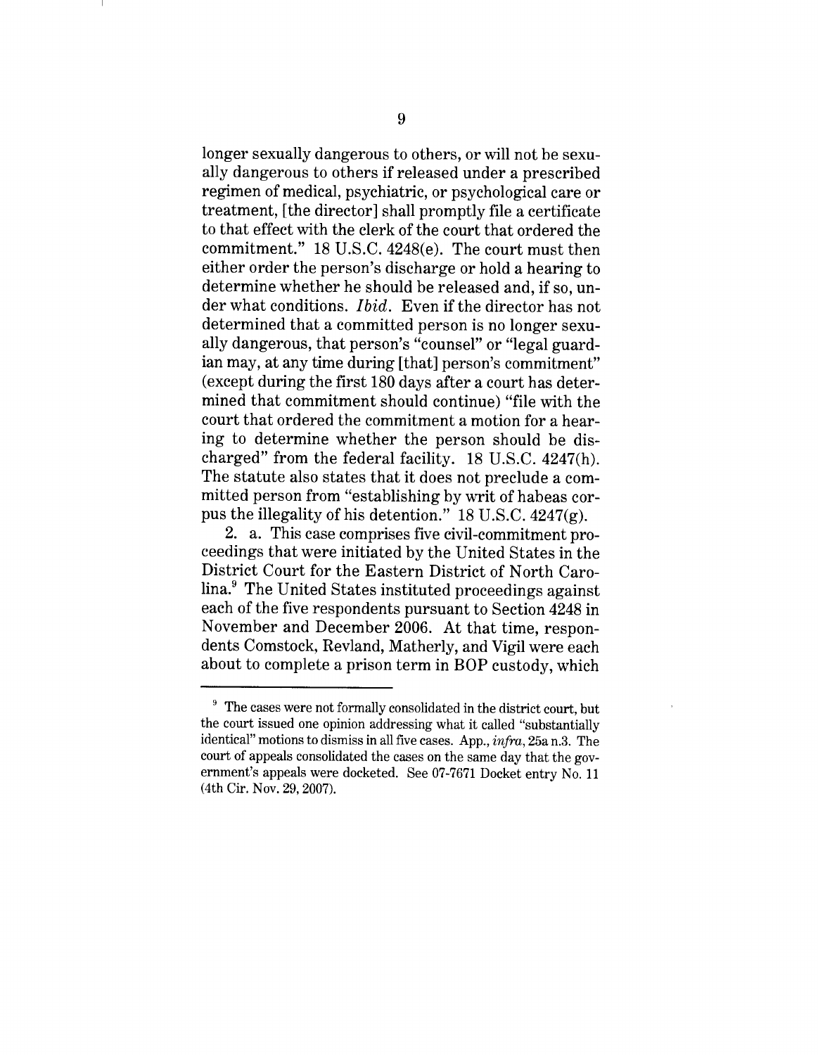longer sexually dangerous to others, or will not be sexually dangerous to others if released under a prescribed regimen of medical, psychiatric, or psychological care or treatment, [the director] shall promptly file a certificate to that effect with the clerk of the court that ordered the commitment." 18 U.S.C. 4248(e). The court must then either order the person's discharge or hold a hearing to determine whether he should be released and, if so, under what conditions. *Ibid.* Even if the director has not determined that a committed person is no longer sexually dangerous, that person's "counsel" or "legal guardian may, at any time during [that] person's commitment" (except during the first 180 days after a court has determined that commitment should continue) "file with the court that ordered the commitment a motion for a hearing to determine whether the person should be discharged" from the federal facility. 18 U.S.C. 4247(h). The statute also states that it does not preclude a committed person from "establishing by writ of habeas corpus the illegality of his detention." 18 U.S.C. 4247(g).

2. a. This case comprises five civil-commitment proceedings that were initiated by the United States in the District Court for the Eastern District of North Carolina.[9] The United States instituted proceedings against each of the five respondents pursuant to Section 4248 in November and December 2006. At that time, respondents Comstock, Revland, Matherly, and Vigil were each about to complete a prison term in BOP custody, which

---

[9] The cases were not formally consolidated in the district court, but the court issued one opinion addressing what it called "substantially identical" motions to dismiss in all five cases. App., *infra*, 25a n.3. The court of appeals consolidated the cases on the same day that the government's appeals were docketed. See 07-7671 Docket entry No. 11 (4th Cir. Nov. 29, 2007).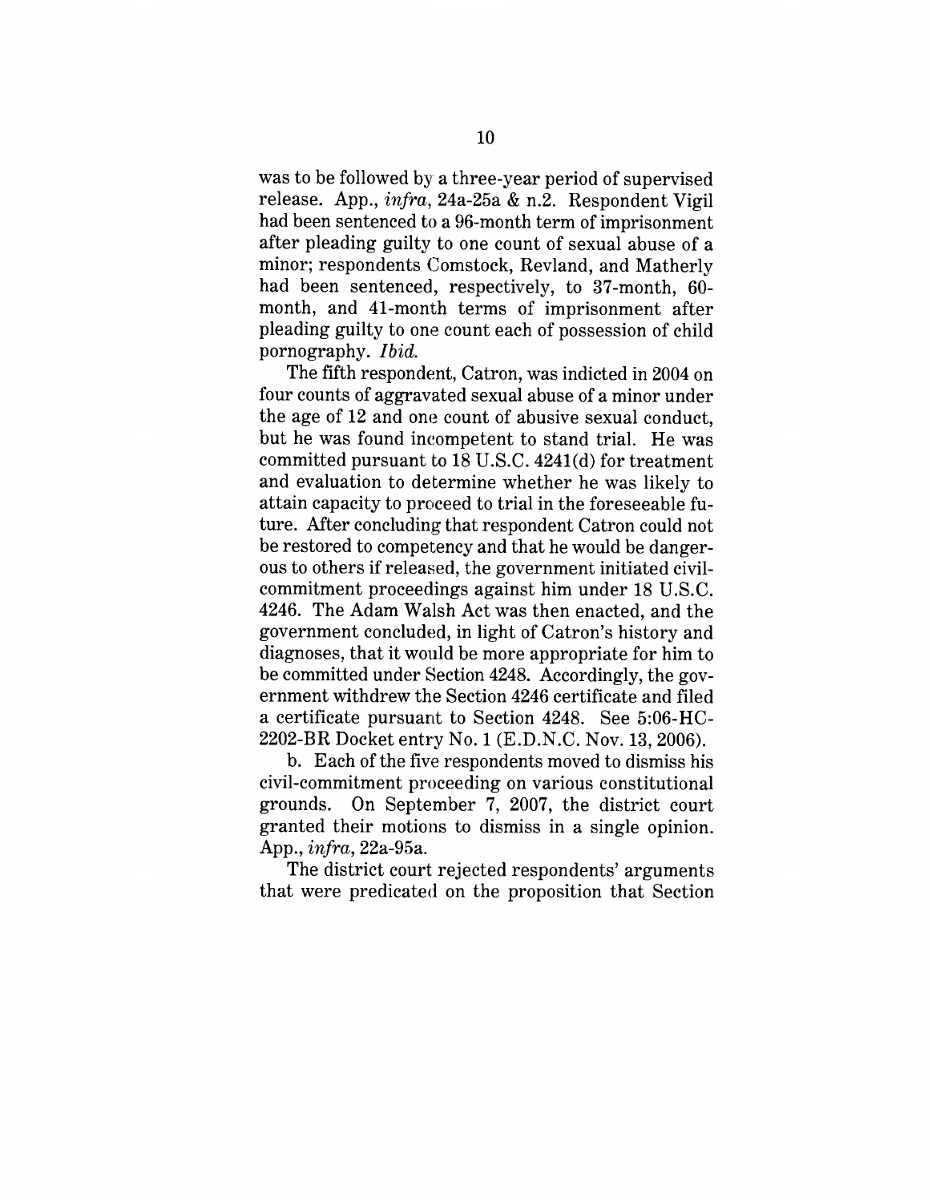was to be followed by a three-year period of supervised release. App., *infra*, 24a-25a & n.2. Respondent Vigil had been sentenced to a 96-month term of imprisonment after pleading guilty to one count of sexual abuse of a minor; respondents Comstock, Revland, and Matherly had been sentenced, respectively, to 37-month, 60-month, and 41-month terms of imprisonment after pleading guilty to one count each of possession of child pornography. *Ibid.*

The fifth respondent, Catron, was indicted in 2004 on four counts of aggravated sexual abuse of a minor under the age of 12 and one count of abusive sexual conduct, but he was found incompetent to stand trial. He was committed pursuant to 18 U.S.C. 4241(d) for treatment and evaluation to determine whether he was likely to attain capacity to proceed to trial in the foreseeable future. After concluding that respondent Catron could not be restored to competency and that he would be dangerous to others if released, the government initiated civil-commitment proceedings against him under 18 U.S.C. 4246. The Adam Walsh Act was then enacted, and the government concluded, in light of Catron's history and diagnoses, that it would be more appropriate for him to be committed under Section 4248. Accordingly, the government withdrew the Section 4246 certificate and filed a certificate pursuant to Section 4248. See 5:06-HC-2202-BR Docket entry No. 1 (E.D.N.C. Nov. 13, 2006).

b. Each of the five respondents moved to dismiss his civil-commitment proceeding on various constitutional grounds. On September 7, 2007, the district court granted their motions to dismiss in a single opinion. App., *infra*, 22a-95a.

The district court rejected respondents' arguments that were predicated on the proposition that Section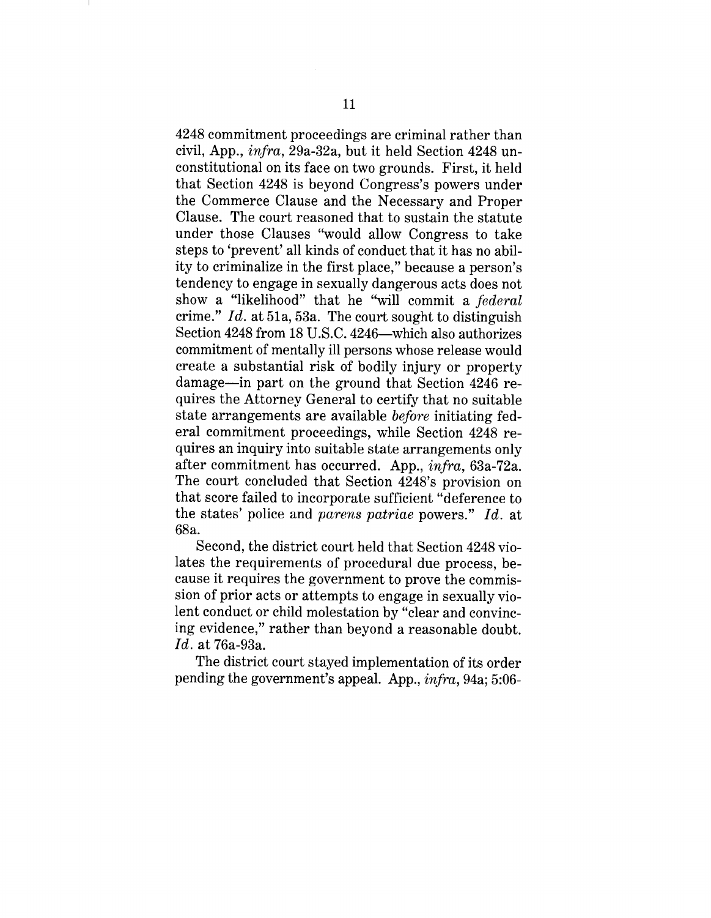4248 commitment proceedings are criminal rather than civil, App., *infra*, 29a-32a, but it held Section 4248 unconstitutional on its face on two grounds. First, it held that Section 4248 is beyond Congress's powers under the Commerce Clause and the Necessary and Proper Clause. The court reasoned that to sustain the statute under those Clauses "would allow Congress to take steps to 'prevent' all kinds of conduct that it has no ability to criminalize in the first place," because a person's tendency to engage in sexually dangerous acts does not show a "likelihood" that he "will commit a *federal* crime." *Id.* at 51a, 53a. The court sought to distinguish Section 4248 from 18 U.S.C. 4246—which also authorizes commitment of mentally ill persons whose release would create a substantial risk of bodily injury or property damage—in part on the ground that Section 4246 requires the Attorney General to certify that no suitable state arrangements are available *before* initiating federal commitment proceedings, while Section 4248 requires an inquiry into suitable state arrangements only after commitment has occurred. App., *infra*, 63a-72a. The court concluded that Section 4248's provision on that score failed to incorporate sufficient "deference to the states' police and *parens patriae* powers." *Id.* at 68a.

Second, the district court held that Section 4248 violates the requirements of procedural due process, because it requires the government to prove the commission of prior acts or attempts to engage in sexually violent conduct or child molestation by "clear and convincing evidence," rather than beyond a reasonable doubt. *Id.* at 76a-93a.

The district court stayed implementation of its order pending the government's appeal. App., *infra*, 94a; 5:06-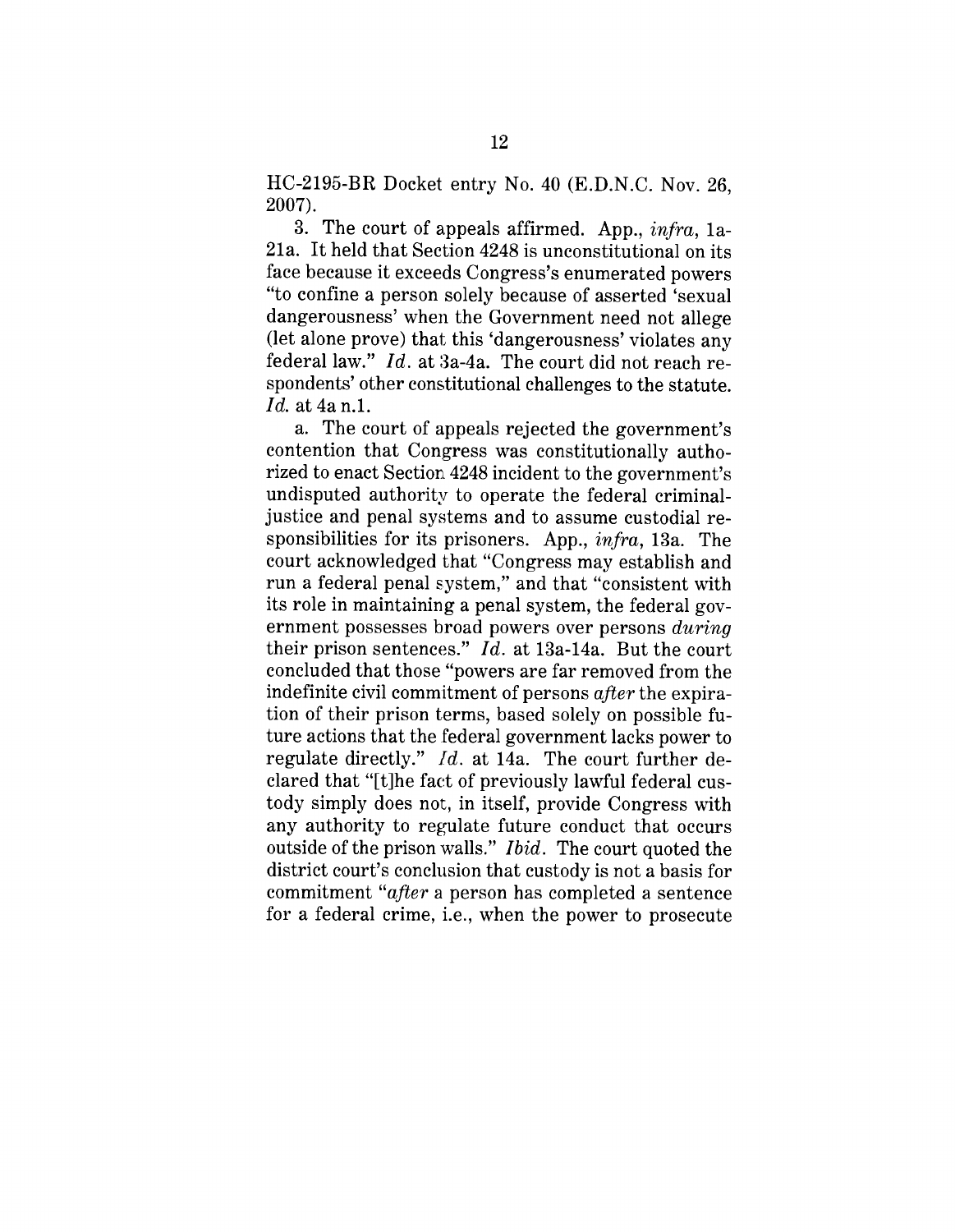HC-2195-BR Docket entry No. 40 (E.D.N.C. Nov. 26, 2007).

3. The court of appeals affirmed. App., *infra*, 1a-21a. It held that Section 4248 is unconstitutional on its face because it exceeds Congress's enumerated powers "to confine a person solely because of asserted 'sexual dangerousness' when the Government need not allege (let alone prove) that this 'dangerousness' violates any federal law." *Id.* at 3a-4a. The court did not reach respondents' other constitutional challenges to the statute. *Id.* at 4a n.1.

a. The court of appeals rejected the government's contention that Congress was constitutionally authorized to enact Section 4248 incident to the government's undisputed authority to operate the federal criminal-justice and penal systems and to assume custodial responsibilities for its prisoners. App., *infra*, 13a. The court acknowledged that "Congress may establish and run a federal penal system," and that "consistent with its role in maintaining a penal system, the federal government possesses broad powers over persons *during* their prison sentences." *Id.* at 13a-14a. But the court concluded that those "powers are far removed from the indefinite civil commitment of persons *after* the expiration of their prison terms, based solely on possible future actions that the federal government lacks power to regulate directly." *Id.* at 14a. The court further declared that "[t]he fact of previously lawful federal custody simply does not, in itself, provide Congress with any authority to regulate future conduct that occurs outside of the prison walls." *Ibid.* The court quoted the district court's conclusion that custody is not a basis for commitment "*after* a person has completed a sentence for a federal crime, i.e., when the power to prosecute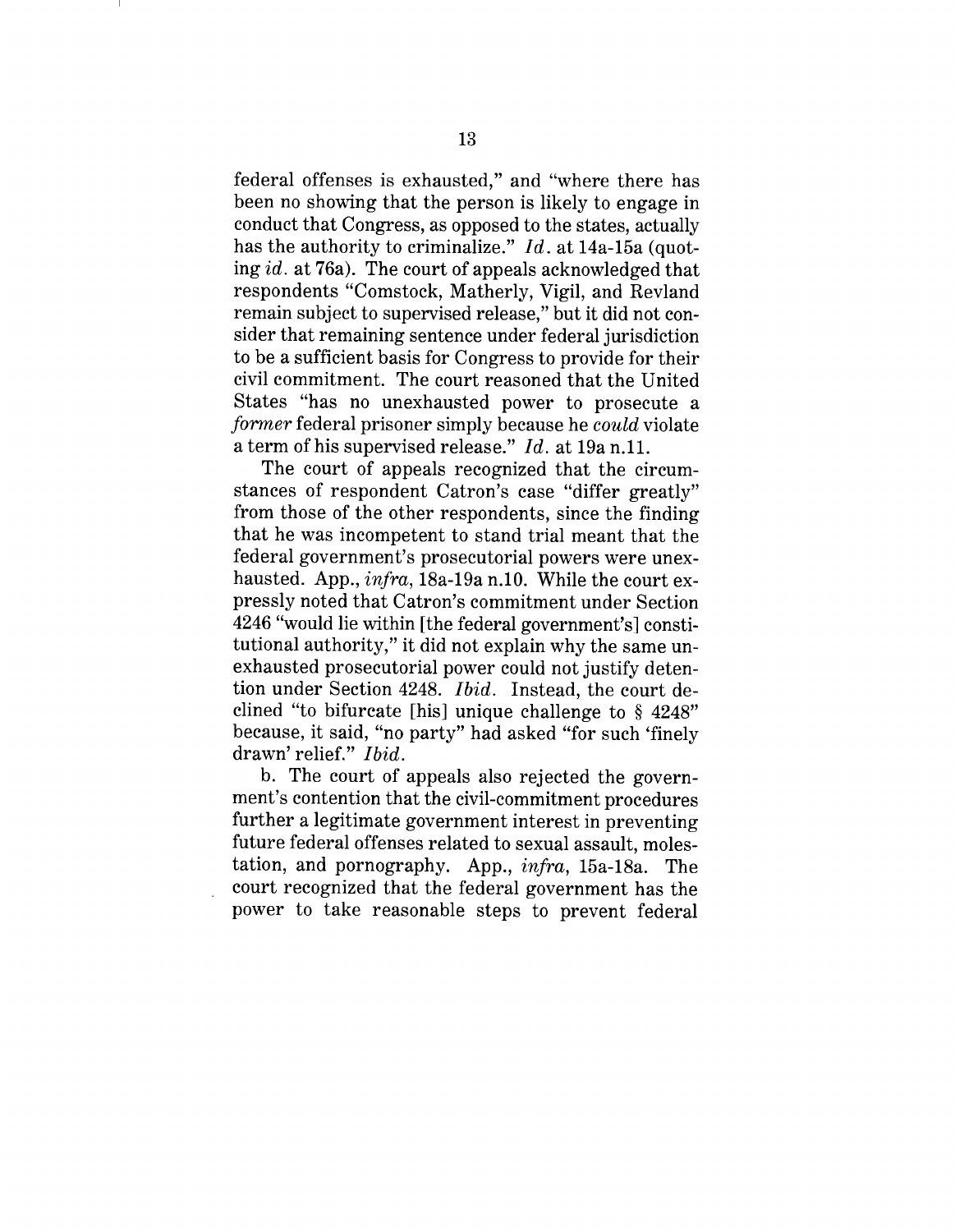federal offenses is exhausted," and "where there has been no showing that the person is likely to engage in conduct that Congress, as opposed to the states, actually has the authority to criminalize." *Id.* at 14a-15a (quoting *id.* at 76a). The court of appeals acknowledged that respondents "Comstock, Matherly, Vigil, and Revland remain subject to supervised release," but it did not consider that remaining sentence under federal jurisdiction to be a sufficient basis for Congress to provide for their civil commitment. The court reasoned that the United States "has no unexhausted power to prosecute a *former* federal prisoner simply because he *could* violate a term of his supervised release." *Id.* at 19a n.11.

The court of appeals recognized that the circumstances of respondent Catron's case "differ greatly" from those of the other respondents, since the finding that he was incompetent to stand trial meant that the federal government's prosecutorial powers were unexhausted. App., *infra*, 18a-19a n.10. While the court expressly noted that Catron's commitment under Section 4246 "would lie within [the federal government's] constitutional authority," it did not explain why the same unexhausted prosecutorial power could not justify detention under Section 4248. *Ibid.* Instead, the court declined "to bifurcate [his] unique challenge to § 4248" because, it said, "no party" had asked "for such 'finely drawn' relief." *Ibid.*

b. The court of appeals also rejected the government's contention that the civil-commitment procedures further a legitimate government interest in preventing future federal offenses related to sexual assault, molestation, and pornography. App., *infra*, 15a-18a. The court recognized that the federal government has the power to take reasonable steps to prevent federal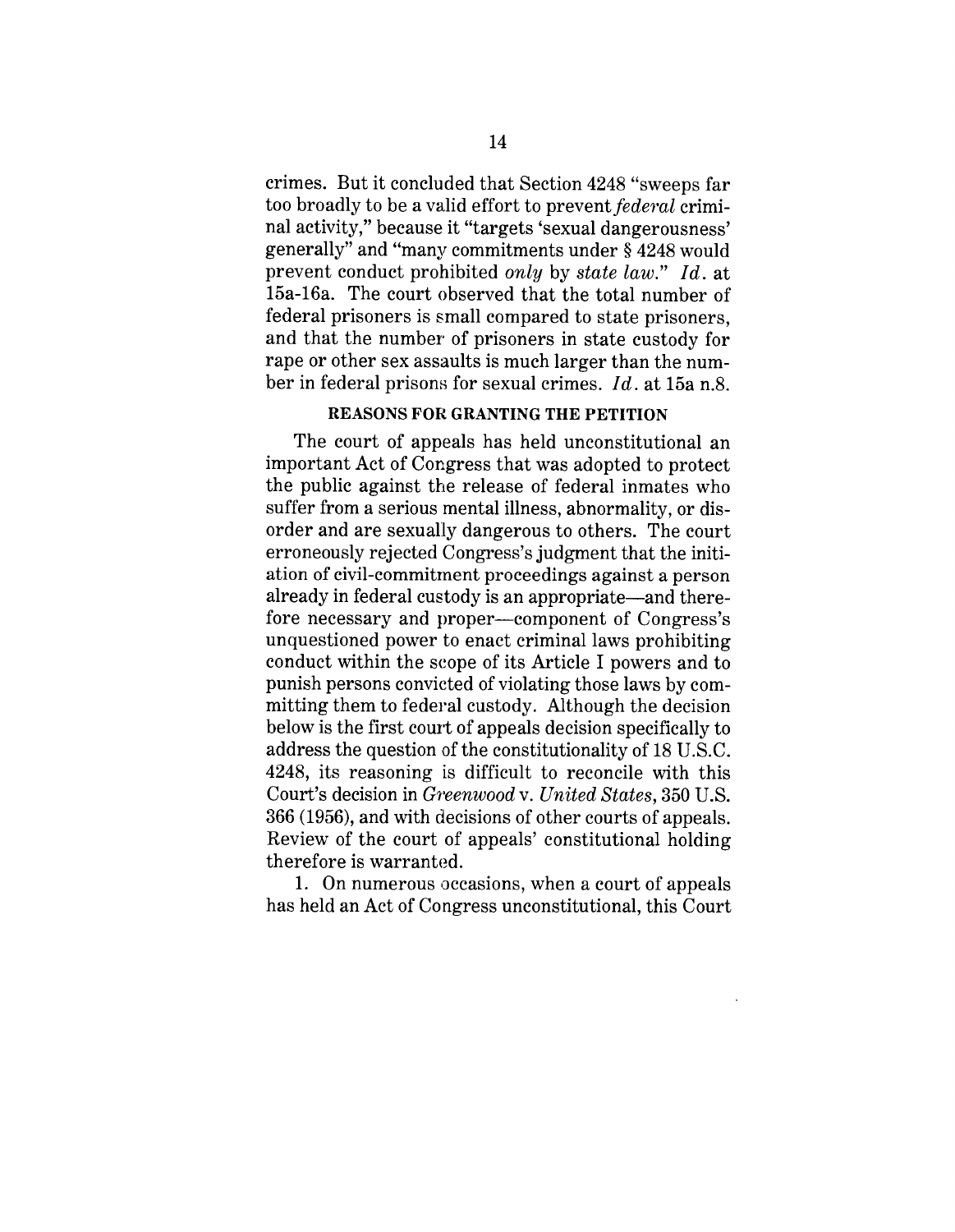crimes. But it concluded that Section 4248 "sweeps far too broadly to be a valid effort to prevent *federal* criminal activity," because it "targets 'sexual dangerousness' generally" and "many commitments under § 4248 would prevent conduct prohibited *only* by *state law*." *Id.* at 15a-16a. The court observed that the total number of federal prisoners is small compared to state prisoners, and that the number of prisoners in state custody for rape or other sex assaults is much larger than the number in federal prisons for sexual crimes. *Id.* at 15a n.8.

## REASONS FOR GRANTING THE PETITION

The court of appeals has held unconstitutional an important Act of Congress that was adopted to protect the public against the release of federal inmates who suffer from a serious mental illness, abnormality, or disorder and are sexually dangerous to others. The court erroneously rejected Congress's judgment that the initiation of civil-commitment proceedings against a person already in federal custody is an appropriate—and therefore necessary and proper—component of Congress's unquestioned power to enact criminal laws prohibiting conduct within the scope of its Article I powers and to punish persons convicted of violating those laws by committing them to federal custody. Although the decision below is the first court of appeals decision specifically to address the question of the constitutionality of 18 U.S.C. 4248, its reasoning is difficult to reconcile with this Court's decision in *Greenwood* v. *United States*, 350 U.S. 366 (1956), and with decisions of other courts of appeals. Review of the court of appeals' constitutional holding therefore is warranted.

1. On numerous occasions, when a court of appeals has held an Act of Congress unconstitutional, this Court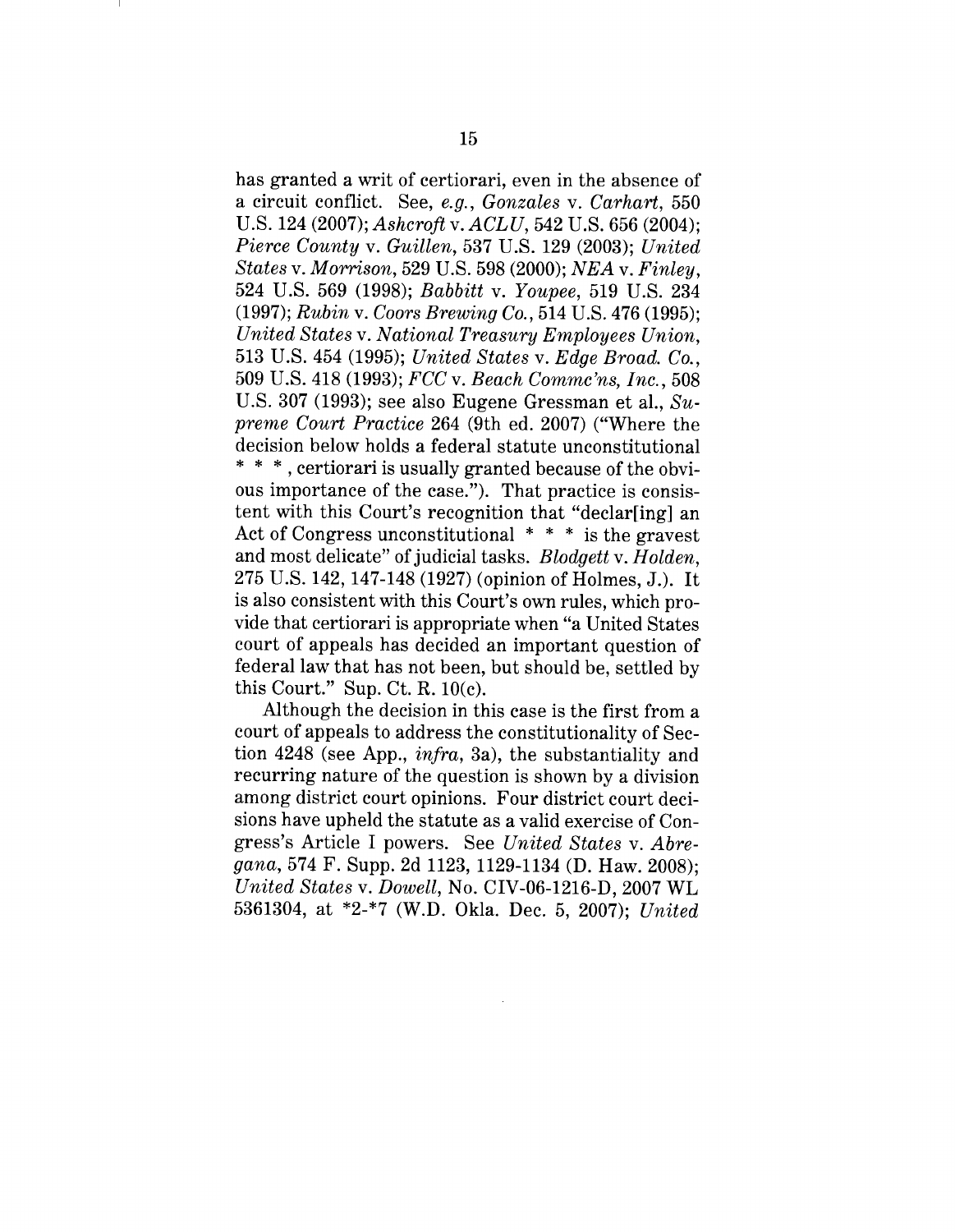has granted a writ of certiorari, even in the absence of a circuit conflict. See, *e.g.*, *Gonzales* v. *Carhart*, 550 U.S. 124 (2007); *Ashcroft* v. *ACLU*, 542 U.S. 656 (2004); *Pierce County* v. *Guillen*, 537 U.S. 129 (2003); *United States* v. *Morrison*, 529 U.S. 598 (2000); *NEA* v. *Finley*, 524 U.S. 569 (1998); *Babbitt* v. *Youpee*, 519 U.S. 234 (1997); *Rubin* v. *Coors Brewing Co.*, 514 U.S. 476 (1995); *United States* v. *National Treasury Employees Union*, 513 U.S. 454 (1995); *United States* v. *Edge Broad. Co.*, 509 U.S. 418 (1993); *FCC* v. *Beach Commc'ns, Inc.*, 508 U.S. 307 (1993); see also Eugene Gressman et al., *Supreme Court Practice* 264 (9th ed. 2007) ("Where the decision below holds a federal statute unconstitutional * * * , certiorari is usually granted because of the obvious importance of the case."). That practice is consistent with this Court's recognition that "declar[ing] an Act of Congress unconstitutional * * * is the gravest and most delicate" of judicial tasks. *Blodgett* v. *Holden*, 275 U.S. 142, 147-148 (1927) (opinion of Holmes, J.). It is also consistent with this Court's own rules, which provide that certiorari is appropriate when "a United States court of appeals has decided an important question of federal law that has not been, but should be, settled by this Court." Sup. Ct. R. 10(c).

Although the decision in this case is the first from a court of appeals to address the constitutionality of Section 4248 (see App., *infra*, 3a), the substantiality and recurring nature of the question is shown by a division among district court opinions. Four district court decisions have upheld the statute as a valid exercise of Congress's Article I powers. See *United States* v. *Abregana*, 574 F. Supp. 2d 1123, 1129-1134 (D. Haw. 2008); *United States* v. *Dowell*, No. CIV-06-1216-D, 2007 WL 5361304, at *2-*7 (W.D. Okla. Dec. 5, 2007); *United*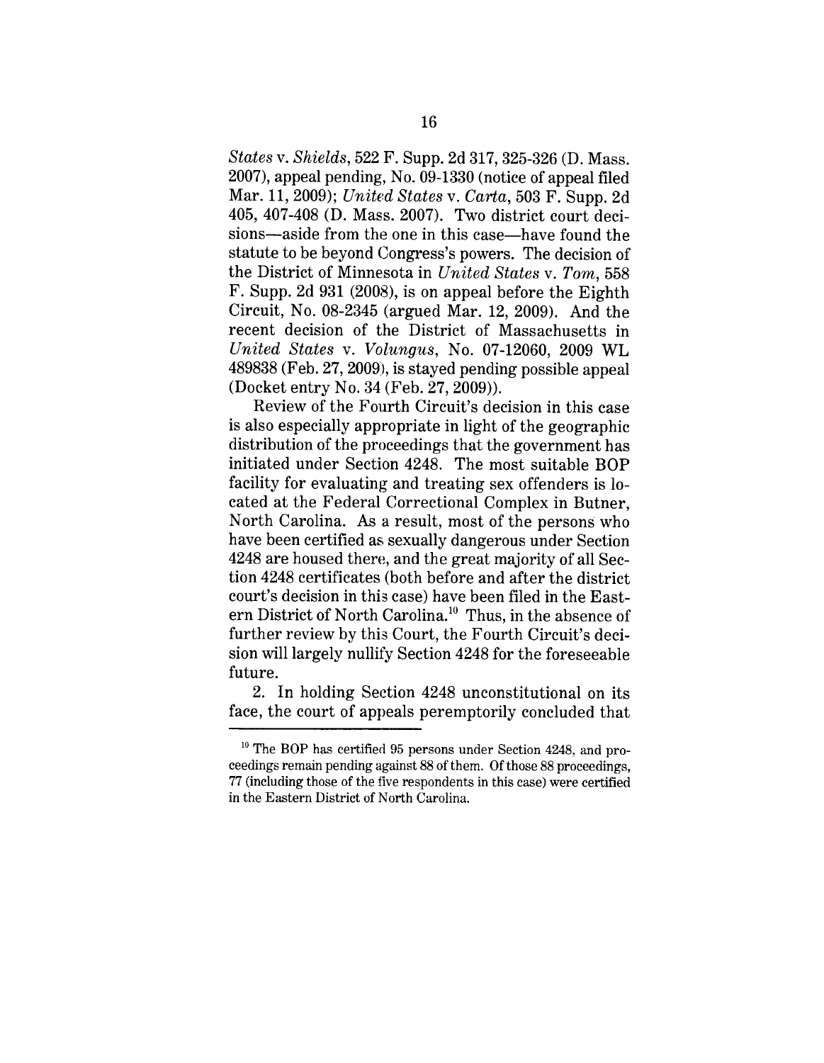*States* v. *Shields*, 522 F. Supp. 2d 317, 325-326 (D. Mass. 2007), appeal pending, No. 09-1330 (notice of appeal filed Mar. 11, 2009); *United States* v. *Carta*, 503 F. Supp. 2d 405, 407-408 (D. Mass. 2007). Two district court decisions—aside from the one in this case—have found the statute to be beyond Congress's powers. The decision of the District of Minnesota in *United States* v. *Tom*, 558 F. Supp. 2d 931 (2008), is on appeal before the Eighth Circuit, No. 08-2345 (argued Mar. 12, 2009). And the recent decision of the District of Massachusetts in *United States* v. *Volungus*, No. 07-12060, 2009 WL 489838 (Feb. 27, 2009), is stayed pending possible appeal (Docket entry No. 34 (Feb. 27, 2009)).

Review of the Fourth Circuit's decision in this case is also especially appropriate in light of the geographic distribution of the proceedings that the government has initiated under Section 4248. The most suitable BOP facility for evaluating and treating sex offenders is located at the Federal Correctional Complex in Butner, North Carolina. As a result, most of the persons who have been certified as sexually dangerous under Section 4248 are housed there, and the great majority of all Section 4248 certificates (both before and after the district court's decision in this case) have been filed in the Eastern District of North Carolina.[10] Thus, in the absence of further review by this Court, the Fourth Circuit's decision will largely nullify Section 4248 for the foreseeable future.

2. In holding Section 4248 unconstitutional on its face, the court of appeals peremptorily concluded that

---

[10] The BOP has certified 95 persons under Section 4248, and proceedings remain pending against 88 of them. Of those 88 proceedings, 77 (including those of the five respondents in this case) were certified in the Eastern District of North Carolina.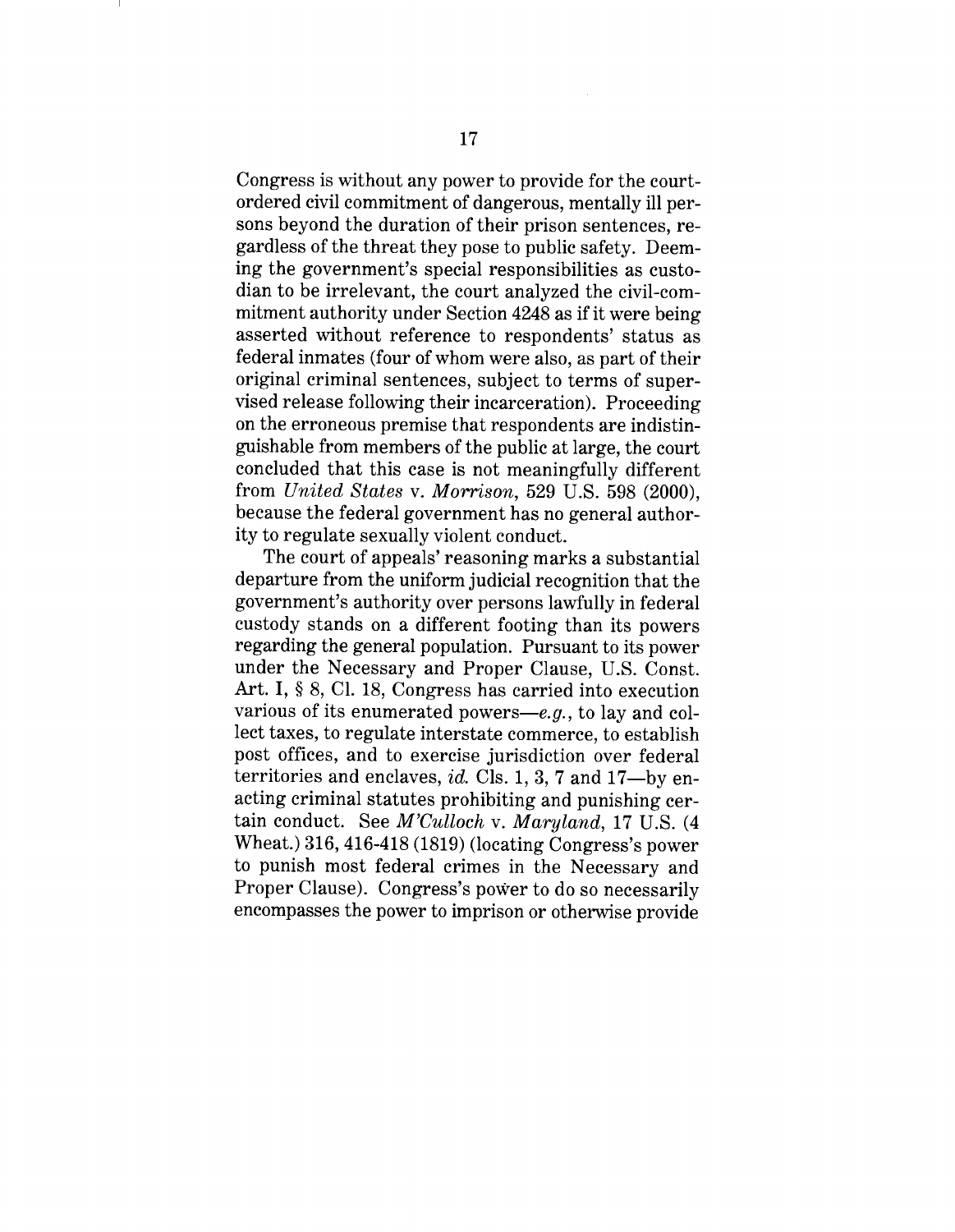Congress is without any power to provide for the court-ordered civil commitment of dangerous, mentally ill persons beyond the duration of their prison sentences, regardless of the threat they pose to public safety. Deeming the government's special responsibilities as custodian to be irrelevant, the court analyzed the civil-commitment authority under Section 4248 as if it were being asserted without reference to respondents' status as federal inmates (four of whom were also, as part of their original criminal sentences, subject to terms of supervised release following their incarceration). Proceeding on the erroneous premise that respondents are indistinguishable from members of the public at large, the court concluded that this case is not meaningfully different from *United States* v. *Morrison*, 529 U.S. 598 (2000), because the federal government has no general authority to regulate sexually violent conduct.

The court of appeals' reasoning marks a substantial departure from the uniform judicial recognition that the government's authority over persons lawfully in federal custody stands on a different footing than its powers regarding the general population. Pursuant to its power under the Necessary and Proper Clause, U.S. Const. Art. I, § 8, Cl. 18, Congress has carried into execution various of its enumerated powers—*e.g.*, to lay and collect taxes, to regulate interstate commerce, to establish post offices, and to exercise jurisdiction over federal territories and enclaves, *id.* Cls. 1, 3, 7 and 17—by enacting criminal statutes prohibiting and punishing certain conduct. See *M'Culloch* v. *Maryland*, 17 U.S. (4 Wheat.) 316, 416-418 (1819) (locating Congress's power to punish most federal crimes in the Necessary and Proper Clause). Congress's power to do so necessarily encompasses the power to imprison or otherwise provide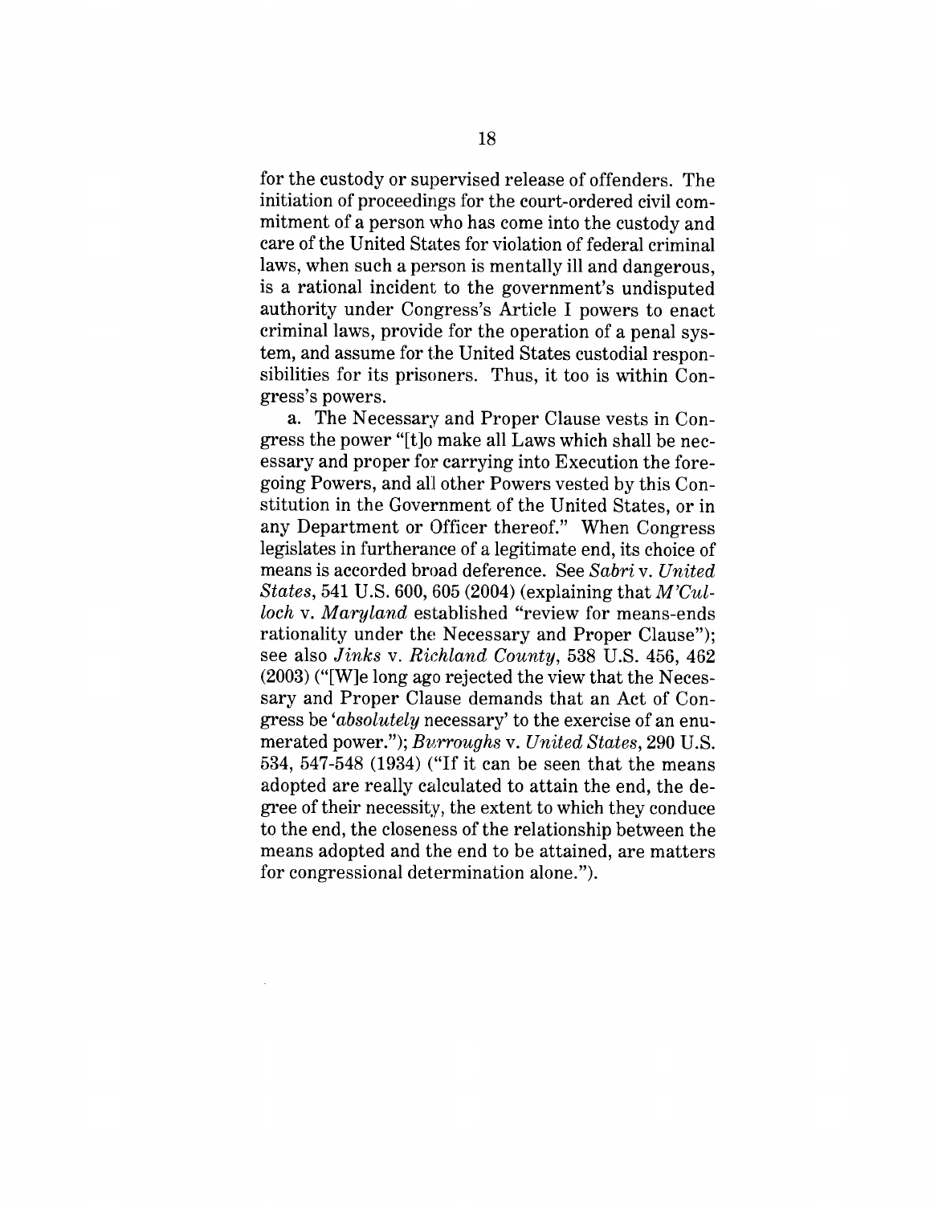for the custody or supervised release of offenders. The initiation of proceedings for the court-ordered civil commitment of a person who has come into the custody and care of the United States for violation of federal criminal laws, when such a person is mentally ill and dangerous, is a rational incident to the government's undisputed authority under Congress's Article I powers to enact criminal laws, provide for the operation of a penal system, and assume for the United States custodial responsibilities for its prisoners. Thus, it too is within Congress's powers.

a. The Necessary and Proper Clause vests in Congress the power "[t]o make all Laws which shall be necessary and proper for carrying into Execution the foregoing Powers, and all other Powers vested by this Constitution in the Government of the United States, or in any Department or Officer thereof." When Congress legislates in furtherance of a legitimate end, its choice of means is accorded broad deference. See *Sabri* v. *United States*, 541 U.S. 600, 605 (2004) (explaining that *M'Culloch* v. *Maryland* established "review for means-ends rationality under the Necessary and Proper Clause"); see also *Jinks* v. *Richland County*, 538 U.S. 456, 462 (2003) ("[W]e long ago rejected the view that the Necessary and Proper Clause demands that an Act of Congress be '*absolutely* necessary' to the exercise of an enumerated power."); *Burroughs* v. *United States*, 290 U.S. 534, 547-548 (1934) ("If it can be seen that the means adopted are really calculated to attain the end, the degree of their necessity, the extent to which they conduce to the end, the closeness of the relationship between the means adopted and the end to be attained, are matters for congressional determination alone.").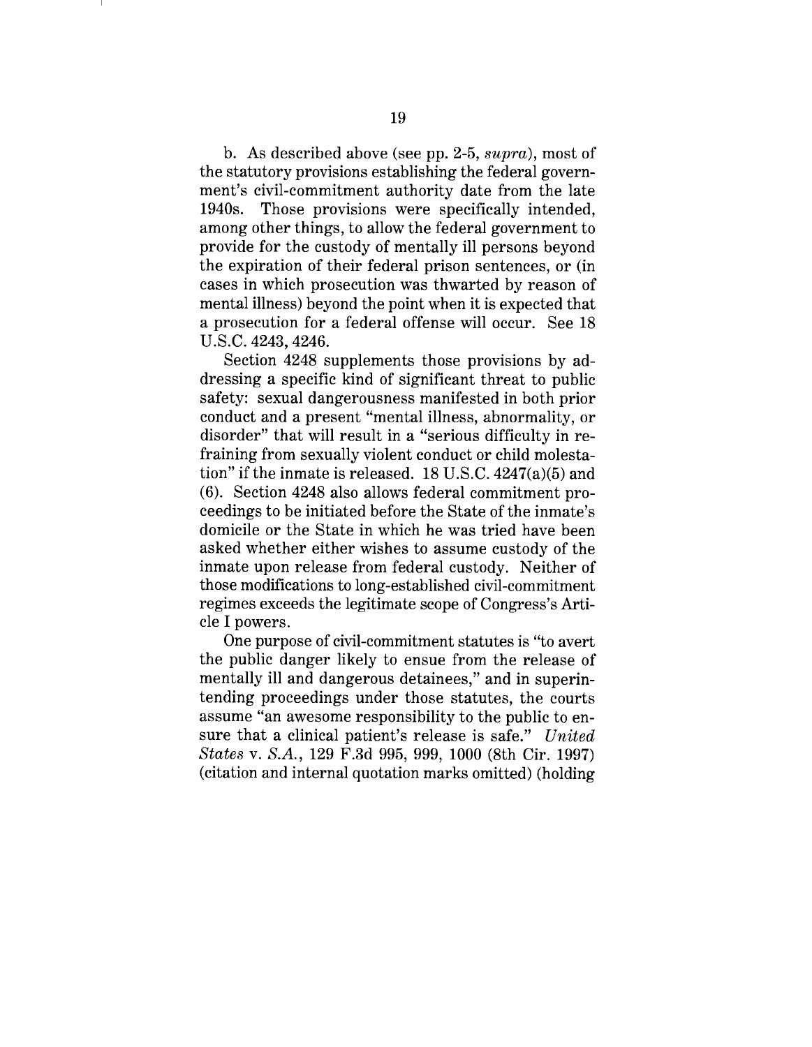b. As described above (see pp. 2-5, *supra*), most of the statutory provisions establishing the federal government's civil-commitment authority date from the late 1940s. Those provisions were specifically intended, among other things, to allow the federal government to provide for the custody of mentally ill persons beyond the expiration of their federal prison sentences, or (in cases in which prosecution was thwarted by reason of mental illness) beyond the point when it is expected that a prosecution for a federal offense will occur. See 18 U.S.C. 4243, 4246.

Section 4248 supplements those provisions by addressing a specific kind of significant threat to public safety: sexual dangerousness manifested in both prior conduct and a present "mental illness, abnormality, or disorder" that will result in a "serious difficulty in refraining from sexually violent conduct or child molestation" if the inmate is released. 18 U.S.C. 4247(a)(5) and (6). Section 4248 also allows federal commitment proceedings to be initiated before the State of the inmate's domicile or the State in which he was tried have been asked whether either wishes to assume custody of the inmate upon release from federal custody. Neither of those modifications to long-established civil-commitment regimes exceeds the legitimate scope of Congress's Article I powers.

One purpose of civil-commitment statutes is "to avert the public danger likely to ensue from the release of mentally ill and dangerous detainees," and in superintending proceedings under those statutes, the courts assume "an awesome responsibility to the public to ensure that a clinical patient's release is safe." *United States* v. *S.A.*, 129 F.3d 995, 999, 1000 (8th Cir. 1997) (citation and internal quotation marks omitted) (holding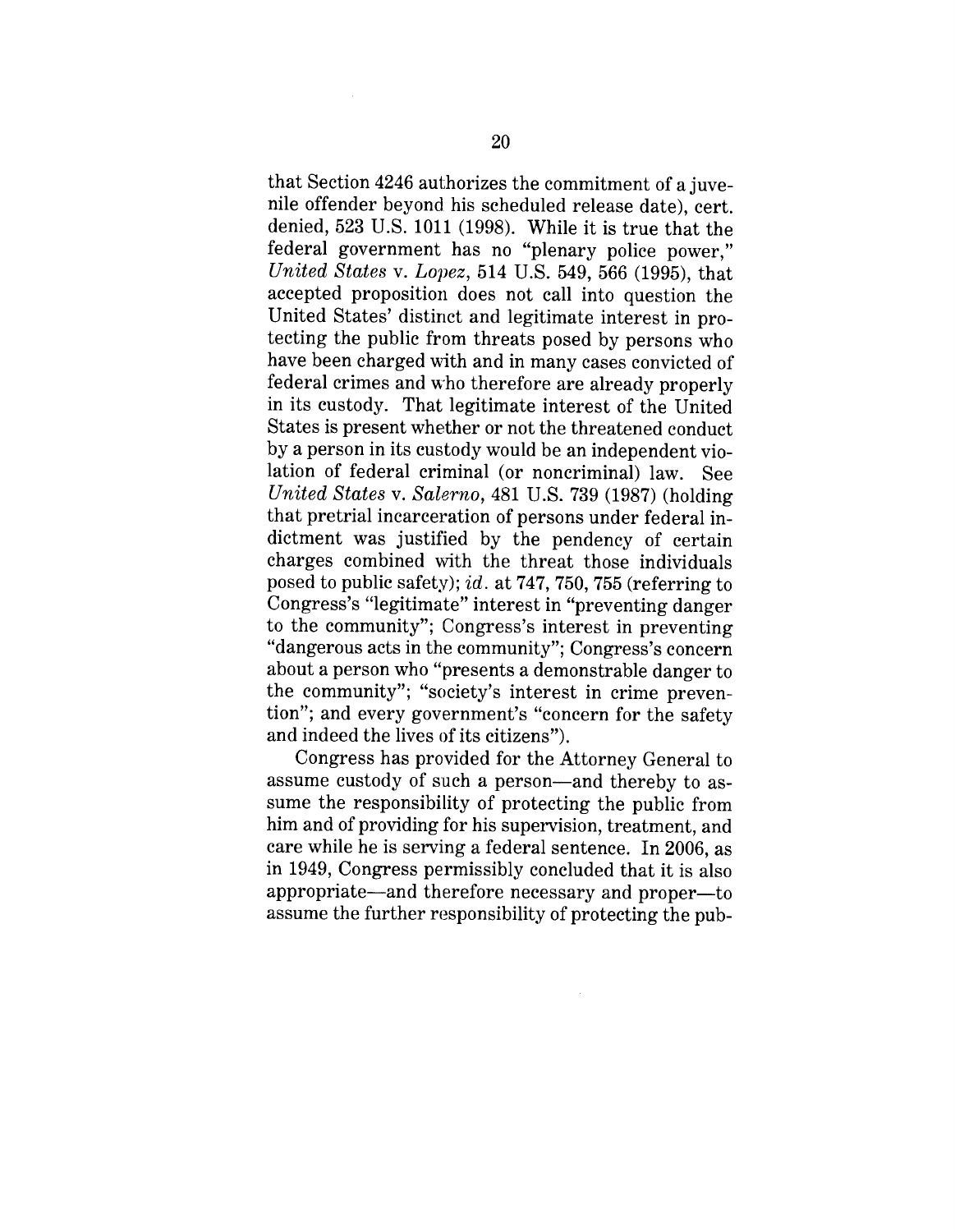that Section 4246 authorizes the commitment of a juvenile offender beyond his scheduled release date), cert. denied, 523 U.S. 1011 (1998). While it is true that the federal government has no "plenary police power," *United States* v. *Lopez*, 514 U.S. 549, 566 (1995), that accepted proposition does not call into question the United States' distinct and legitimate interest in protecting the public from threats posed by persons who have been charged with and in many cases convicted of federal crimes and who therefore are already properly in its custody. That legitimate interest of the United States is present whether or not the threatened conduct by a person in its custody would be an independent violation of federal criminal (or noncriminal) law. See *United States* v. *Salerno*, 481 U.S. 739 (1987) (holding that pretrial incarceration of persons under federal indictment was justified by the pendency of certain charges combined with the threat those individuals posed to public safety); *id.* at 747, 750, 755 (referring to Congress's "legitimate" interest in "preventing danger to the community"; Congress's interest in preventing "dangerous acts in the community"; Congress's concern about a person who "presents a demonstrable danger to the community"; "society's interest in crime prevention"; and every government's "concern for the safety and indeed the lives of its citizens").

Congress has provided for the Attorney General to assume custody of such a person—and thereby to assume the responsibility of protecting the public from him and of providing for his supervision, treatment, and care while he is serving a federal sentence. In 2006, as in 1949, Congress permissibly concluded that it is also appropriate—and therefore necessary and proper—to assume the further responsibility of protecting the pub-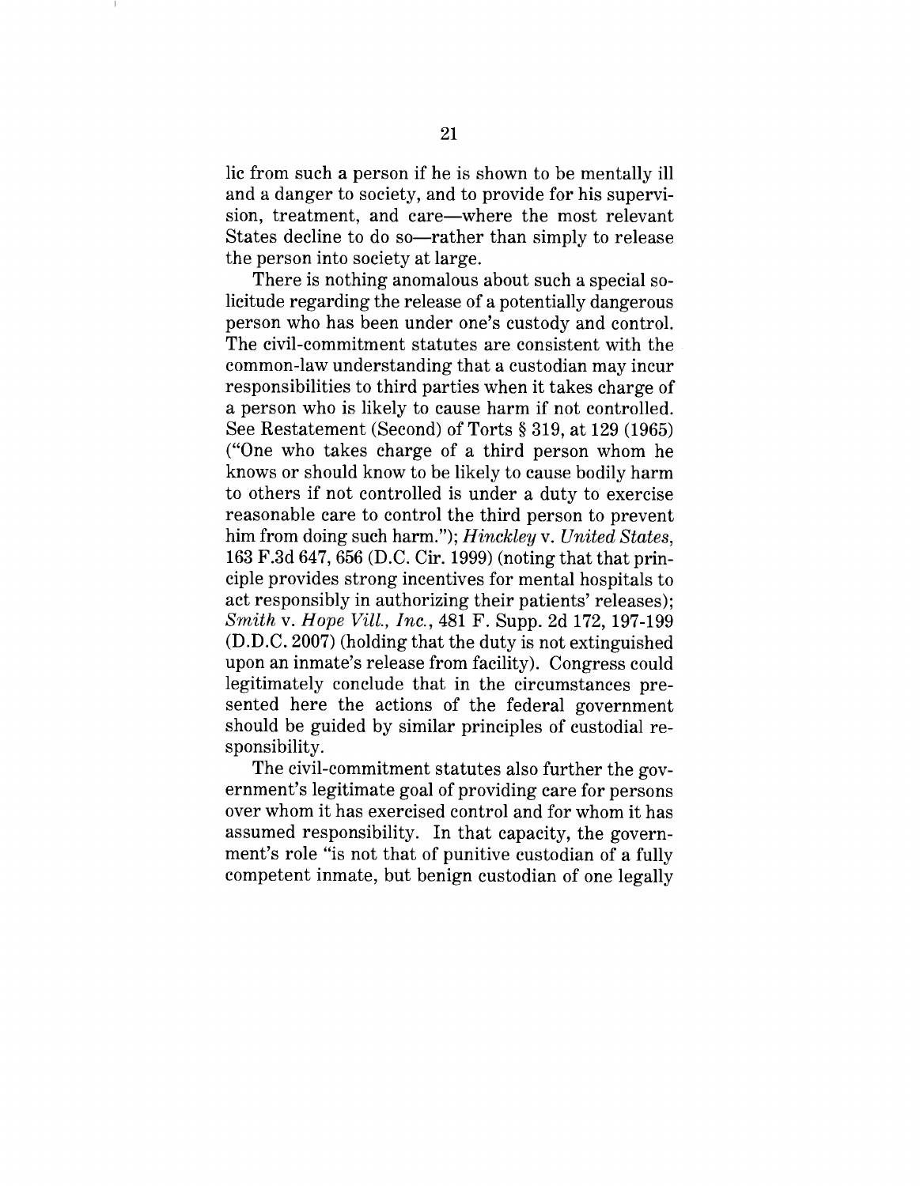lic from such a person if he is shown to be mentally ill and a danger to society, and to provide for his supervision, treatment, and care—where the most relevant States decline to do so—rather than simply to release the person into society at large.

There is nothing anomalous about such a special solicitude regarding the release of a potentially dangerous person who has been under one's custody and control. The civil-commitment statutes are consistent with the common-law understanding that a custodian may incur responsibilities to third parties when it takes charge of a person who is likely to cause harm if not controlled. See Restatement (Second) of Torts § 319, at 129 (1965) ("One who takes charge of a third person whom he knows or should know to be likely to cause bodily harm to others if not controlled is under a duty to exercise reasonable care to control the third person to prevent him from doing such harm."); *Hinckley* v. *United States*, 163 F.3d 647, 656 (D.C. Cir. 1999) (noting that that principle provides strong incentives for mental hospitals to act responsibly in authorizing their patients' releases); *Smith* v. *Hope Vill., Inc.*, 481 F. Supp. 2d 172, 197-199 (D.D.C. 2007) (holding that the duty is not extinguished upon an inmate's release from facility). Congress could legitimately conclude that in the circumstances presented here the actions of the federal government should be guided by similar principles of custodial responsibility.

The civil-commitment statutes also further the government's legitimate goal of providing care for persons over whom it has exercised control and for whom it has assumed responsibility. In that capacity, the government's role "is not that of punitive custodian of a fully competent inmate, but benign custodian of one legally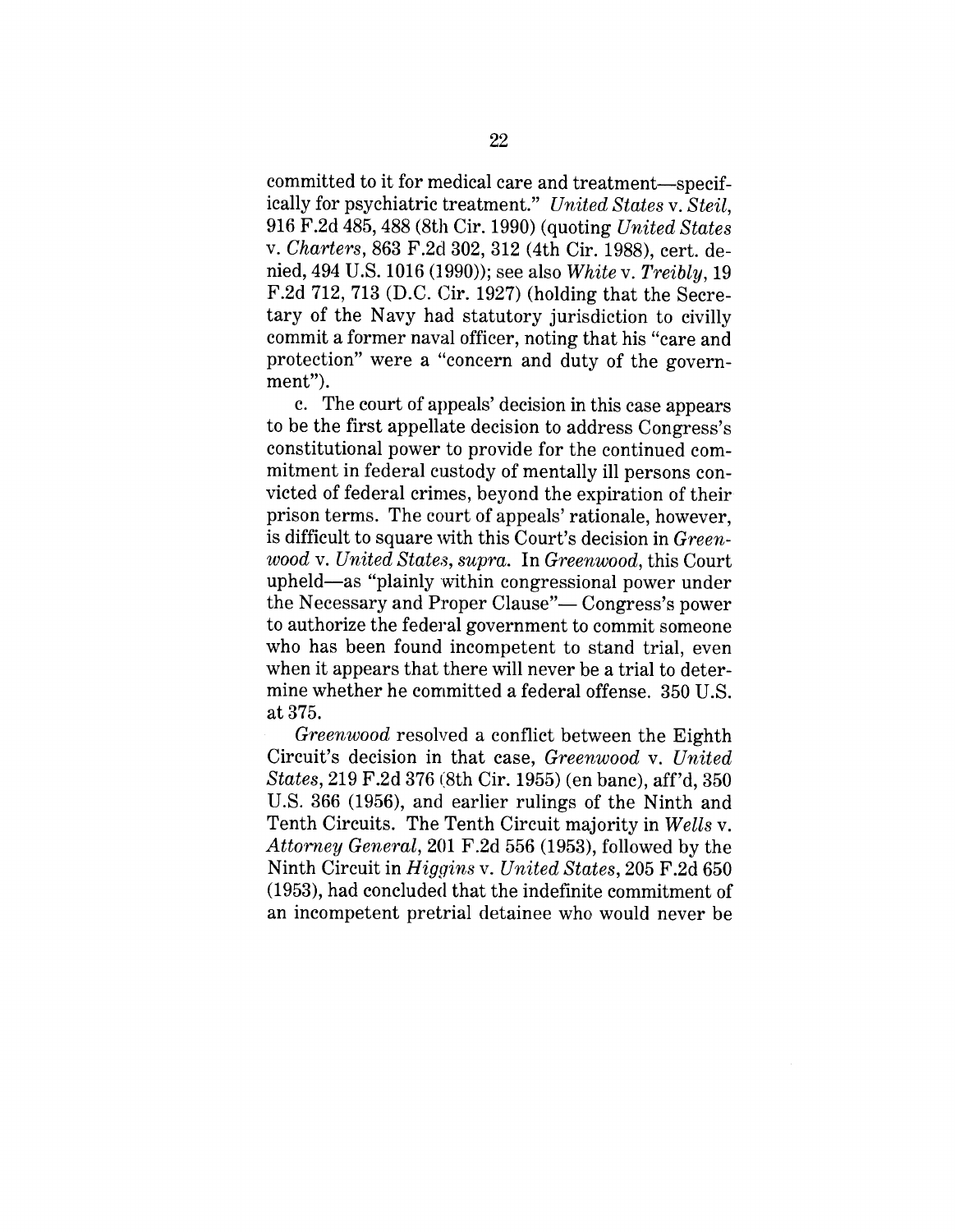committed to it for medical care and treatment—specifically for psychiatric treatment." *United States* v. *Steil*, 916 F.2d 485, 488 (8th Cir. 1990) (quoting *United States* v. *Charters*, 863 F.2d 302, 312 (4th Cir. 1988), cert. denied, 494 U.S. 1016 (1990)); see also *White* v. *Treibly*, 19 F.2d 712, 713 (D.C. Cir. 1927) (holding that the Secretary of the Navy had statutory jurisdiction to civilly commit a former naval officer, noting that his "care and protection" were a "concern and duty of the government").

c. The court of appeals' decision in this case appears to be the first appellate decision to address Congress's constitutional power to provide for the continued commitment in federal custody of mentally ill persons convicted of federal crimes, beyond the expiration of their prison terms. The court of appeals' rationale, however, is difficult to square with this Court's decision in *Greenwood* v. *United States*, *supra*. In *Greenwood*, this Court upheld—as "plainly within congressional power under the Necessary and Proper Clause"— Congress's power to authorize the federal government to commit someone who has been found incompetent to stand trial, even when it appears that there will never be a trial to determine whether he committed a federal offense. 350 U.S. at 375.

*Greenwood* resolved a conflict between the Eighth Circuit's decision in that case, *Greenwood* v. *United States*, 219 F.2d 376 (8th Cir. 1955) (en banc), aff'd, 350 U.S. 366 (1956), and earlier rulings of the Ninth and Tenth Circuits. The Tenth Circuit majority in *Wells* v. *Attorney General*, 201 F.2d 556 (1953), followed by the Ninth Circuit in *Higgins* v. *United States*, 205 F.2d 650 (1953), had concluded that the indefinite commitment of an incompetent pretrial detainee who would never be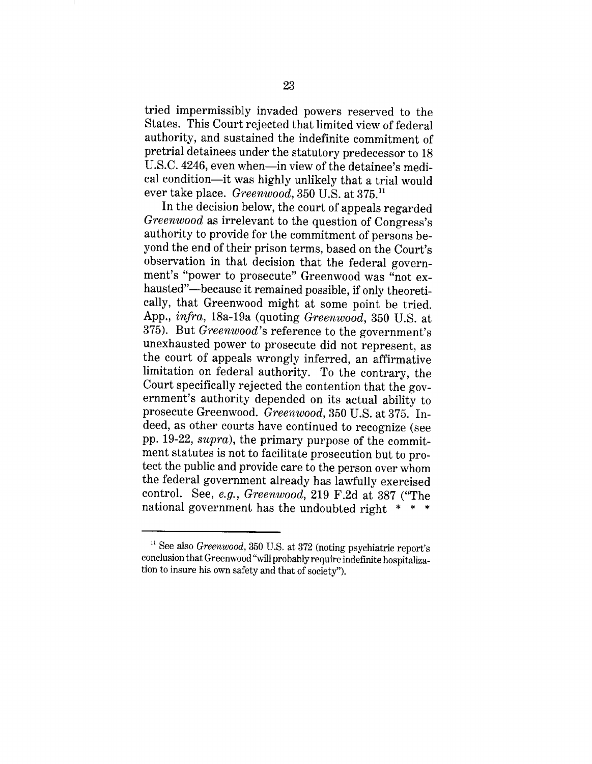tried impermissibly invaded powers reserved to the States. This Court rejected that limited view of federal authority, and sustained the indefinite commitment of pretrial detainees under the statutory predecessor to 18 U.S.C. 4246, even when—in view of the detainee's medical condition—it was highly unlikely that a trial would ever take place. *Greenwood*, 350 U.S. at 375.[11]

In the decision below, the court of appeals regarded *Greenwood* as irrelevant to the question of Congress's authority to provide for the commitment of persons beyond the end of their prison terms, based on the Court's observation in that decision that the federal government's "power to prosecute" Greenwood was "not exhausted"—because it remained possible, if only theoretically, that Greenwood might at some point be tried. App., *infra*, 18a-19a (quoting *Greenwood*, 350 U.S. at 375). But *Greenwood*'s reference to the government's unexhausted power to prosecute did not represent, as the court of appeals wrongly inferred, an affirmative limitation on federal authority. To the contrary, the Court specifically rejected the contention that the government's authority depended on its actual ability to prosecute Greenwood. *Greenwood*, 350 U.S. at 375. Indeed, as other courts have continued to recognize (see pp. 19-22, *supra*), the primary purpose of the commitment statutes is not to facilitate prosecution but to protect the public and provide care to the person over whom the federal government already has lawfully exercised control. See, *e.g.*, *Greenwood*, 219 F.2d at 387 ("The national government has the undoubted right * * *

---

[11] See also *Greenwood*, 350 U.S. at 372 (noting psychiatric report's conclusion that Greenwood "will probably require indefinite hospitalization to insure his own safety and that of society").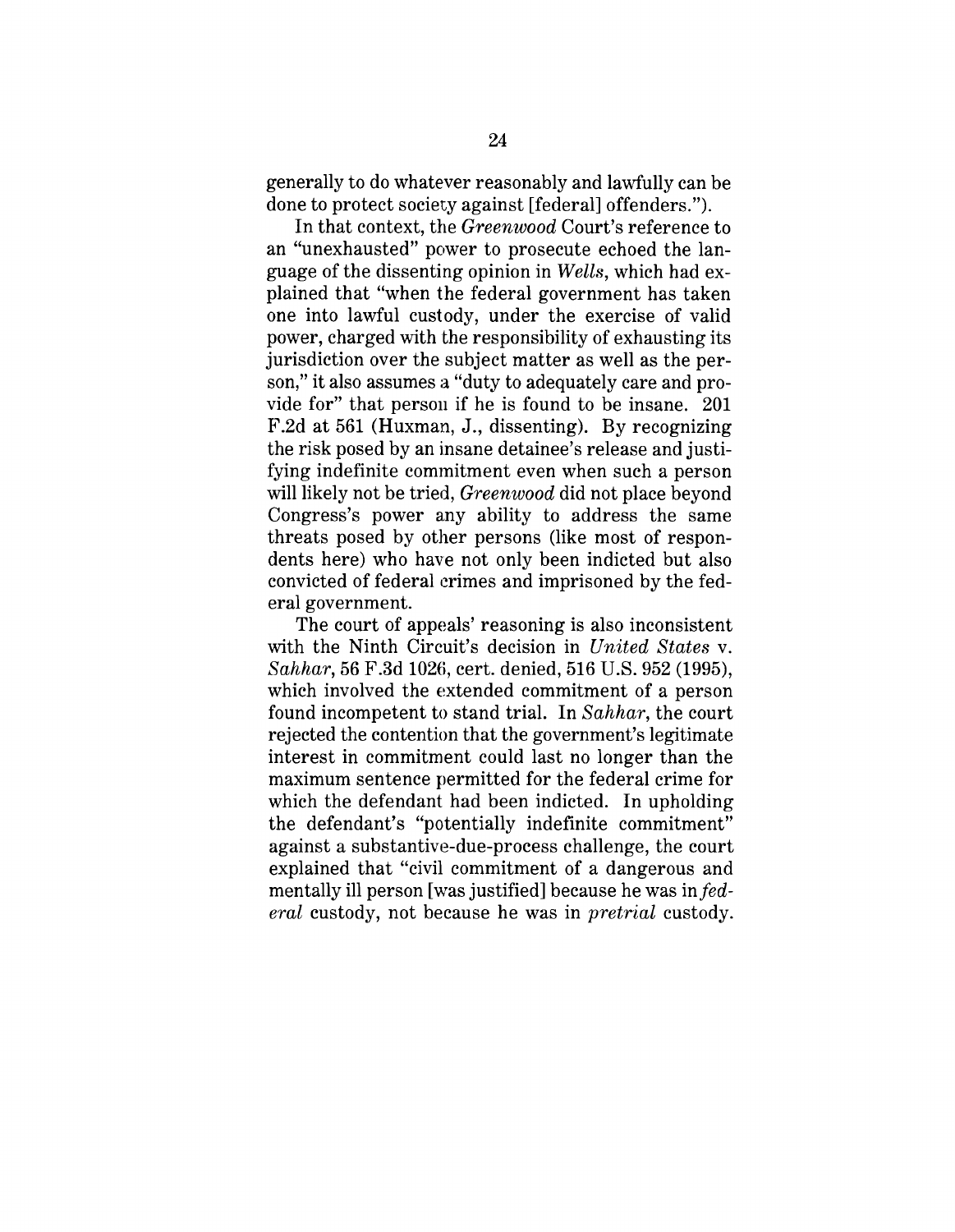generally to do whatever reasonably and lawfully can be done to protect society against [federal] offenders.").

In that context, the *Greenwood* Court's reference to an "unexhausted" power to prosecute echoed the language of the dissenting opinion in *Wells*, which had explained that "when the federal government has taken one into lawful custody, under the exercise of valid power, charged with the responsibility of exhausting its jurisdiction over the subject matter as well as the person," it also assumes a "duty to adequately care and provide for" that person if he is found to be insane. 201 F.2d at 561 (Huxman, J., dissenting). By recognizing the risk posed by an insane detainee's release and justifying indefinite commitment even when such a person will likely not be tried, *Greenwood* did not place beyond Congress's power any ability to address the same threats posed by other persons (like most of respondents here) who have not only been indicted but also convicted of federal crimes and imprisoned by the federal government.

The court of appeals' reasoning is also inconsistent with the Ninth Circuit's decision in *United States* v. *Sahhar*, 56 F.3d 1026, cert. denied, 516 U.S. 952 (1995), which involved the extended commitment of a person found incompetent to stand trial. In *Sahhar*, the court rejected the contention that the government's legitimate interest in commitment could last no longer than the maximum sentence permitted for the federal crime for which the defendant had been indicted. In upholding the defendant's "potentially indefinite commitment" against a substantive-due-process challenge, the court explained that "civil commitment of a dangerous and mentally ill person [was justified] because he was in *federal* custody, not because he was in *pretrial* custody.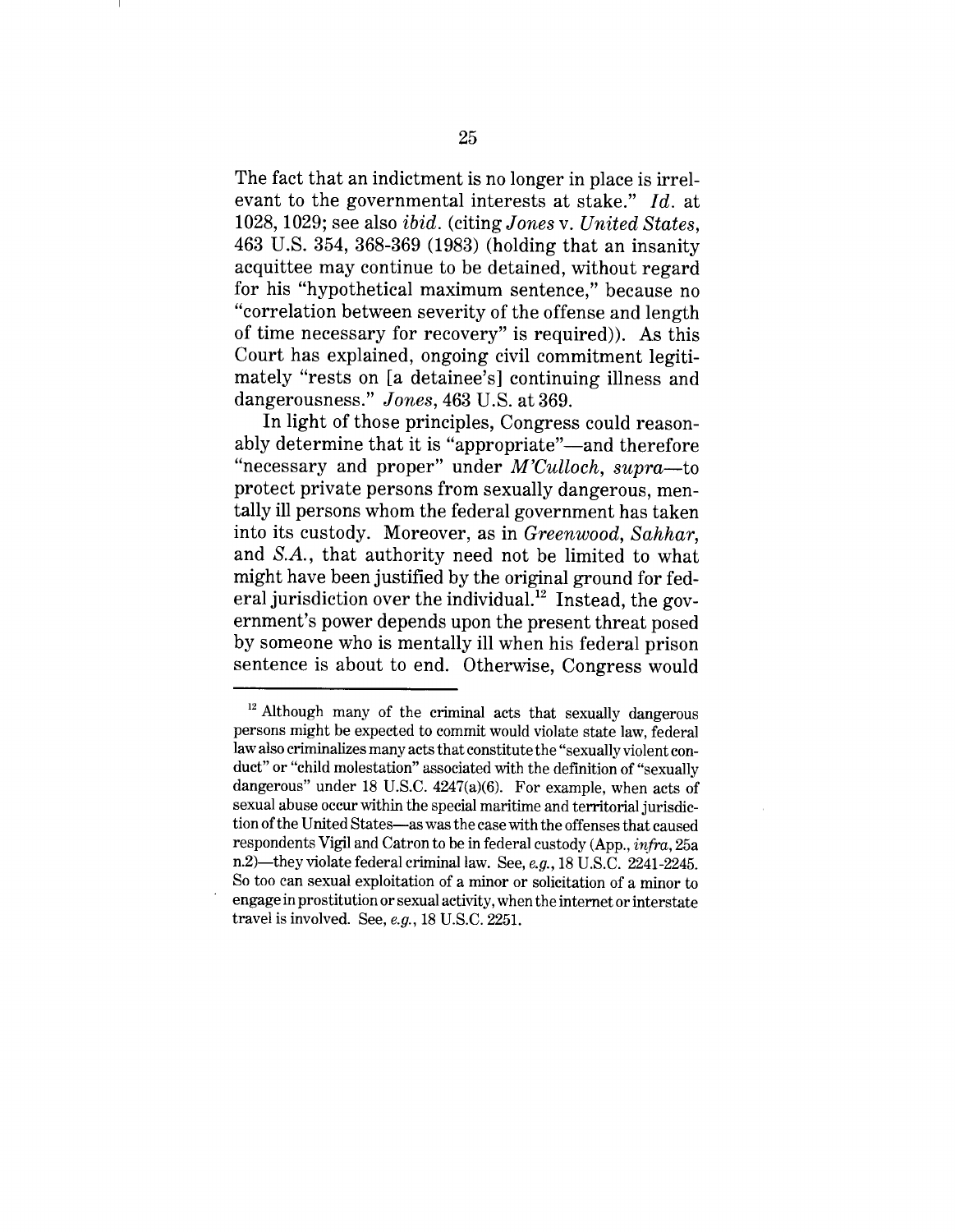The fact that an indictment is no longer in place is irrelevant to the governmental interests at stake." *Id.* at 1028, 1029; see also *ibid.* (citing *Jones* v. *United States*, 463 U.S. 354, 368-369 (1983) (holding that an insanity acquittee may continue to be detained, without regard for his "hypothetical maximum sentence," because no "correlation between severity of the offense and length of time necessary for recovery" is required)). As this Court has explained, ongoing civil commitment legitimately "rests on [a detainee's] continuing illness and dangerousness." *Jones*, 463 U.S. at 369.

In light of those principles, Congress could reasonably determine that it is "appropriate"—and therefore "necessary and proper" under *M'Culloch*, *supra*—to protect private persons from sexually dangerous, mentally ill persons whom the federal government has taken into its custody. Moreover, as in *Greenwood*, *Sahhar*, and *S.A.*, that authority need not be limited to what might have been justified by the original ground for federal jurisdiction over the individual.[12] Instead, the government's power depends upon the present threat posed by someone who is mentally ill when his federal prison sentence is about to end. Otherwise, Congress would

---

[12] Although many of the criminal acts that sexually dangerous persons might be expected to commit would violate state law, federal law also criminalizes many acts that constitute the "sexually violent conduct" or "child molestation" associated with the definition of "sexually dangerous" under 18 U.S.C. 4247(a)(6). For example, when acts of sexual abuse occur within the special maritime and territorial jurisdiction of the United States—as was the case with the offenses that caused respondents Vigil and Catron to be in federal custody (App., *infra*, 25a n.2)—they violate federal criminal law. See, *e.g.*, 18 U.S.C. 2241-2245. So too can sexual exploitation of a minor or solicitation of a minor to engage in prostitution or sexual activity, when the internet or interstate travel is involved. See, *e.g.*, 18 U.S.C. 2251.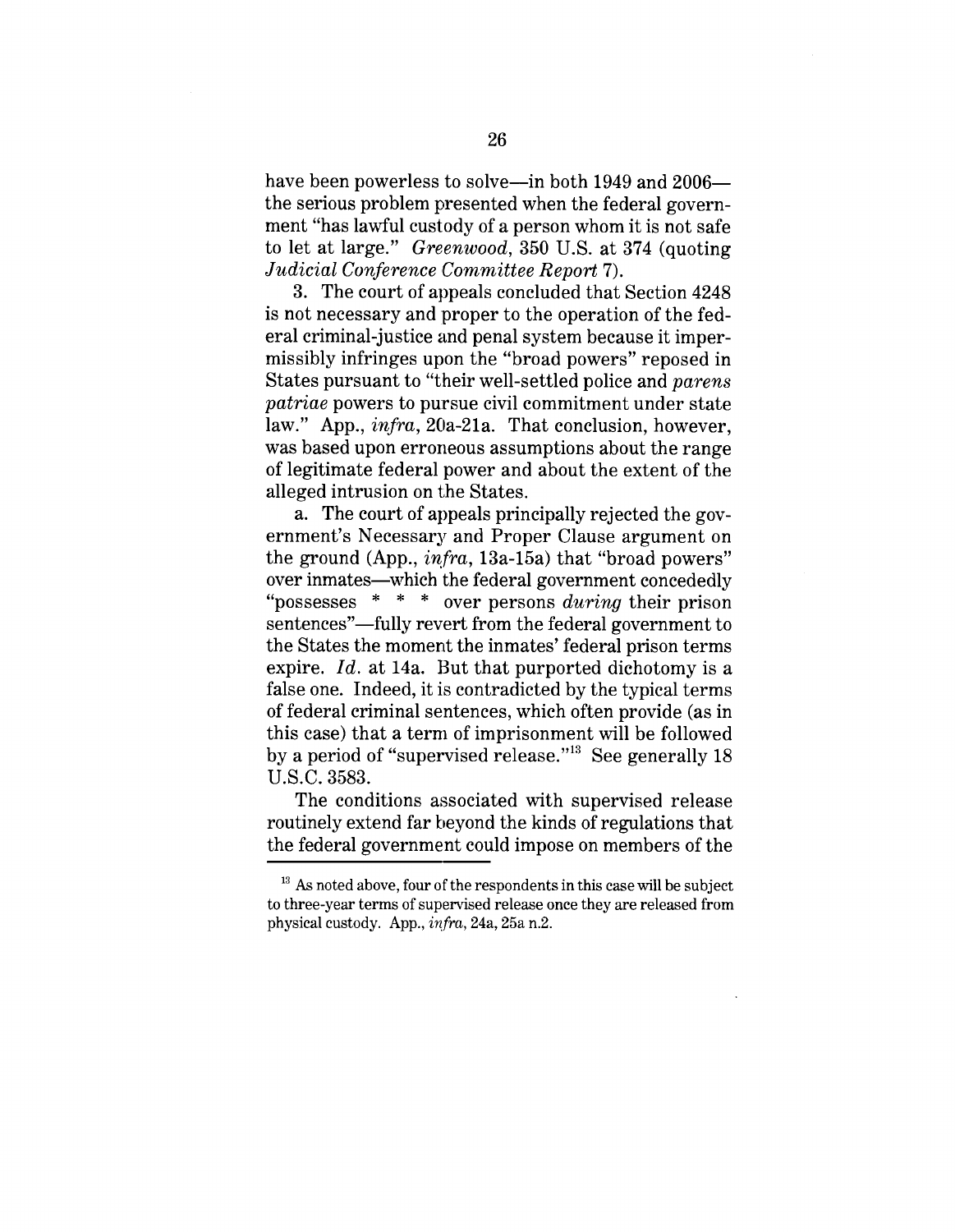have been powerless to solve—in both 1949 and 2006—the serious problem presented when the federal government "has lawful custody of a person whom it is not safe to let at large." *Greenwood*, 350 U.S. at 374 (quoting *Judicial Conference Committee Report* 7).

3. The court of appeals concluded that Section 4248 is not necessary and proper to the operation of the federal criminal-justice and penal system because it impermissibly infringes upon the "broad powers" reposed in States pursuant to "their well-settled police and *parens patriae* powers to pursue civil commitment under state law." App., *infra*, 20a-21a. That conclusion, however, was based upon erroneous assumptions about the range of legitimate federal power and about the extent of the alleged intrusion on the States.

a. The court of appeals principally rejected the government's Necessary and Proper Clause argument on the ground (App., *infra*, 13a-15a) that "broad powers" over inmates—which the federal government concededly "possesses * * * over persons *during* their prison sentences"—fully revert from the federal government to the States the moment the inmates' federal prison terms expire. *Id.* at 14a. But that purported dichotomy is a false one. Indeed, it is contradicted by the typical terms of federal criminal sentences, which often provide (as in this case) that a term of imprisonment will be followed by a period of "supervised release."[13] See generally 18 U.S.C. 3583.

The conditions associated with supervised release routinely extend far beyond the kinds of regulations that the federal government could impose on members of the

[13] As noted above, four of the respondents in this case will be subject to three-year terms of supervised release once they are released from physical custody. App., *infra*, 24a, 25a n.2.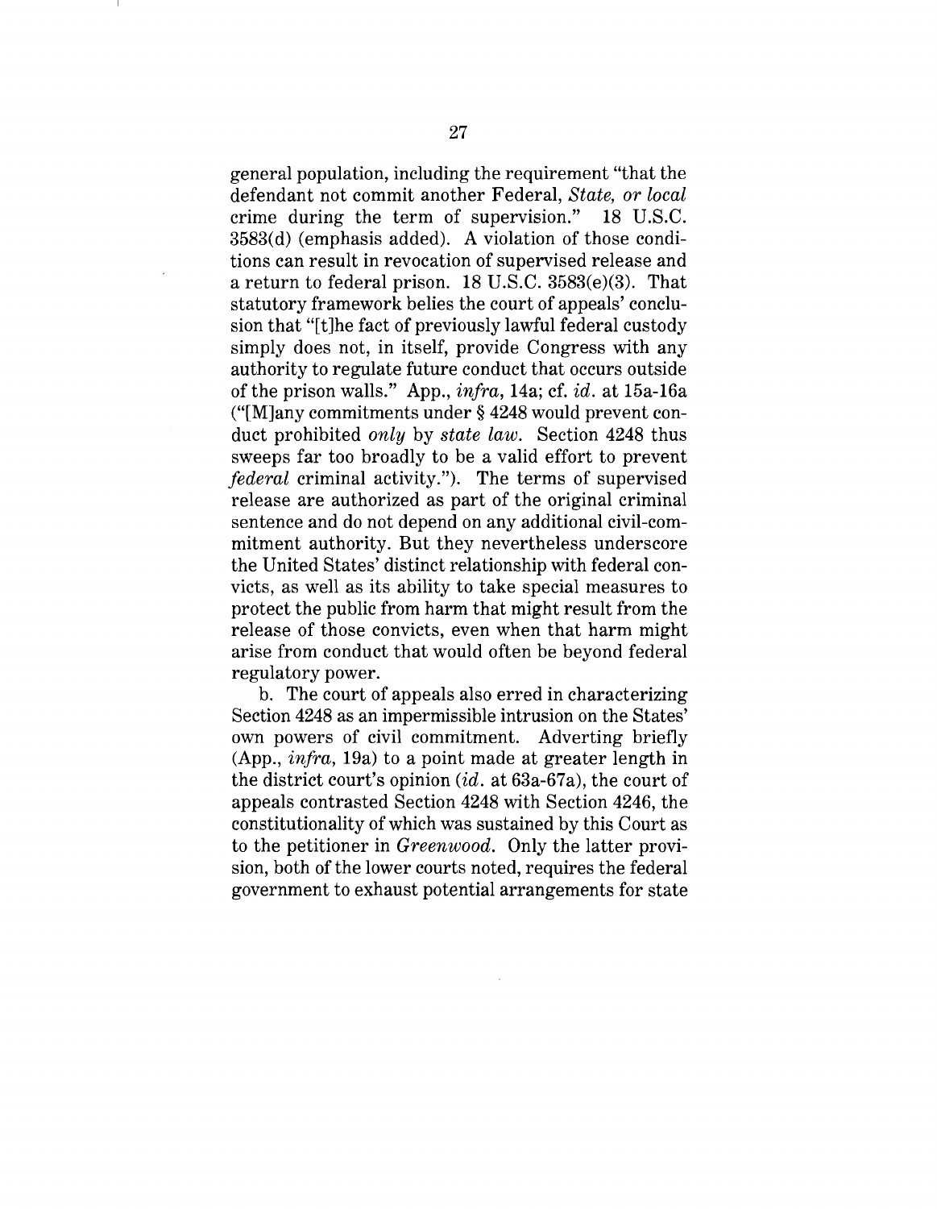general population, including the requirement "that the defendant not commit another Federal, *State, or local* crime during the term of supervision." 18 U.S.C. 3583(d) (emphasis added). A violation of those conditions can result in revocation of supervised release and a return to federal prison. 18 U.S.C. 3583(e)(3). That statutory framework belies the court of appeals' conclusion that "[t]he fact of previously lawful federal custody simply does not, in itself, provide Congress with any authority to regulate future conduct that occurs outside of the prison walls." App., *infra*, 14a; cf. *id.* at 15a-16a ("[M]any commitments under § 4248 would prevent conduct prohibited *only* by *state law*. Section 4248 thus sweeps far too broadly to be a valid effort to prevent *federal* criminal activity."). The terms of supervised release are authorized as part of the original criminal sentence and do not depend on any additional civil-commitment authority. But they nevertheless underscore the United States' distinct relationship with federal convicts, as well as its ability to take special measures to protect the public from harm that might result from the release of those convicts, even when that harm might arise from conduct that would often be beyond federal regulatory power.

b. The court of appeals also erred in characterizing Section 4248 as an impermissible intrusion on the States' own powers of civil commitment. Adverting briefly (App., *infra*, 19a) to a point made at greater length in the district court's opinion (*id.* at 63a-67a), the court of appeals contrasted Section 4248 with Section 4246, the constitutionality of which was sustained by this Court as to the petitioner in *Greenwood*. Only the latter provision, both of the lower courts noted, requires the federal government to exhaust potential arrangements for state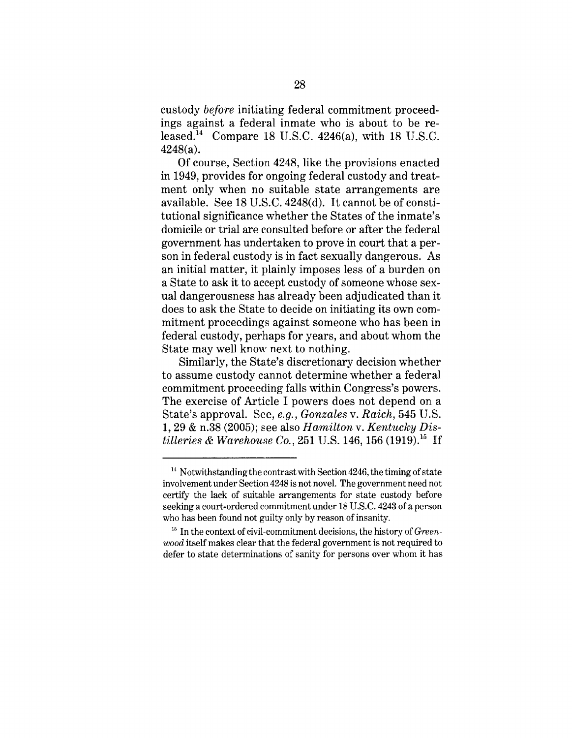custody *before* initiating federal commitment proceedings against a federal inmate who is about to be released.[14] Compare 18 U.S.C. 4246(a), with 18 U.S.C. 4248(a).

Of course, Section 4248, like the provisions enacted in 1949, provides for ongoing federal custody and treatment only when no suitable state arrangements are available. See 18 U.S.C. 4248(d). It cannot be of constitutional significance whether the States of the inmate's domicile or trial are consulted before or after the federal government has undertaken to prove in court that a person in federal custody is in fact sexually dangerous. As an initial matter, it plainly imposes less of a burden on a State to ask it to accept custody of someone whose sexual dangerousness has already been adjudicated than it does to ask the State to decide on initiating its own commitment proceedings against someone who has been in federal custody, perhaps for years, and about whom the State may well know next to nothing.

Similarly, the State's discretionary decision whether to assume custody cannot determine whether a federal commitment proceeding falls within Congress's powers. The exercise of Article I powers does not depend on a State's approval. See, *e.g.*, *Gonzales* v. *Raich*, 545 U.S. 1, 29 & n.38 (2005); see also *Hamilton* v. *Kentucky Distilleries & Warehouse Co.*, 251 U.S. 146, 156 (1919).[15] If

---

[14] Notwithstanding the contrast with Section 4246, the timing of state involvement under Section 4248 is not novel. The government need not certify the lack of suitable arrangements for state custody before seeking a court-ordered commitment under 18 U.S.C. 4243 of a person who has been found not guilty only by reason of insanity.

[15] In the context of civil-commitment decisions, the history of *Greenwood* itself makes clear that the federal government is not required to defer to state determinations of sanity for persons over whom it has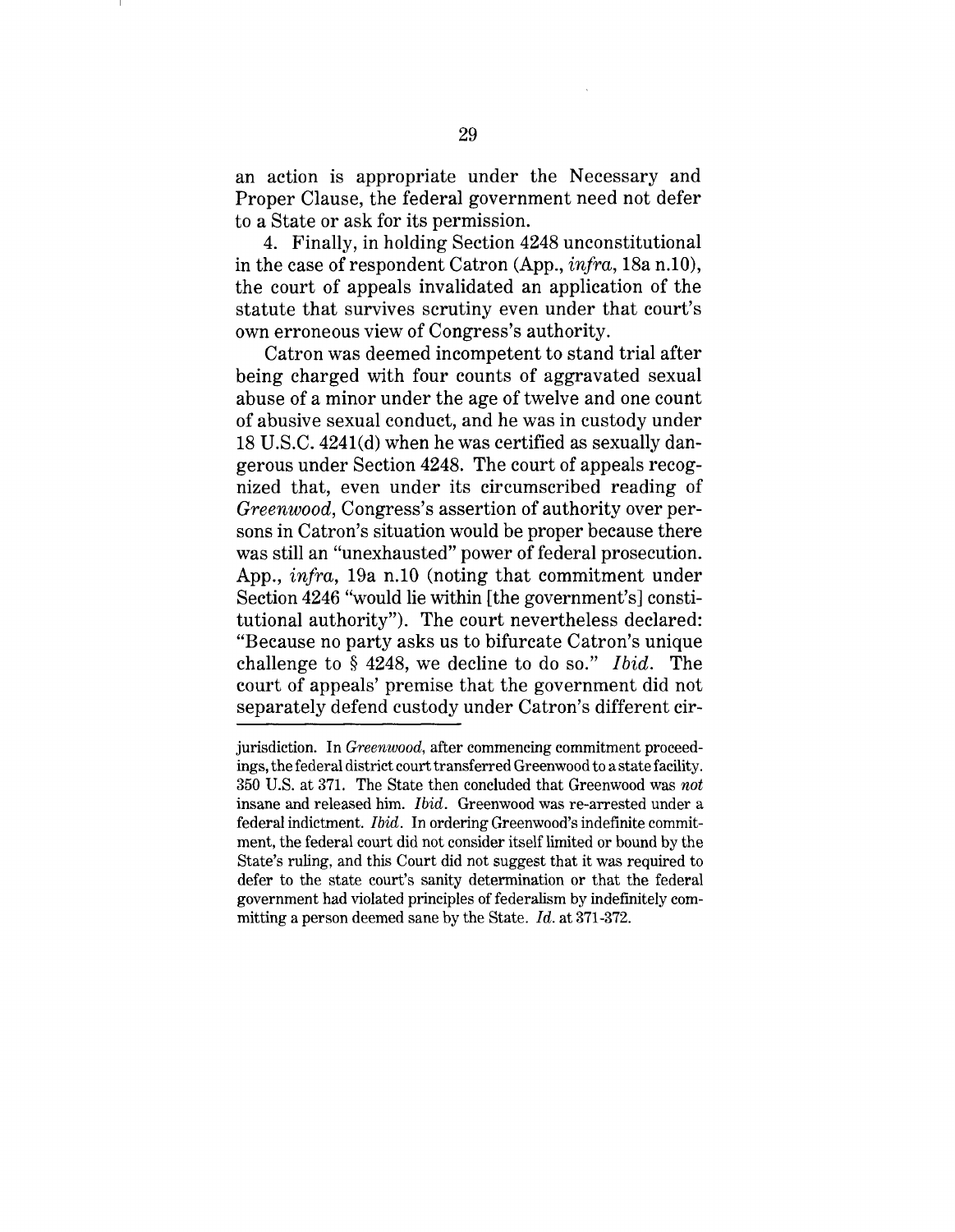an action is appropriate under the Necessary and Proper Clause, the federal government need not defer to a State or ask for its permission.

4. Finally, in holding Section 4248 unconstitutional in the case of respondent Catron (App., *infra*, 18a n.10), the court of appeals invalidated an application of the statute that survives scrutiny even under that court's own erroneous view of Congress's authority.

Catron was deemed incompetent to stand trial after being charged with four counts of aggravated sexual abuse of a minor under the age of twelve and one count of abusive sexual conduct, and he was in custody under 18 U.S.C. 4241(d) when he was certified as sexually dangerous under Section 4248. The court of appeals recognized that, even under its circumscribed reading of *Greenwood*, Congress's assertion of authority over persons in Catron's situation would be proper because there was still an "unexhausted" power of federal prosecution. App., *infra*, 19a n.10 (noting that commitment under Section 4246 "would lie within [the government's] constitutional authority"). The court nevertheless declared: "Because no party asks us to bifurcate Catron's unique challenge to § 4248, we decline to do so." *Ibid.* The court of appeals' premise that the government did not separately defend custody under Catron's different cir-

---

jurisdiction. In *Greenwood*, after commencing commitment proceedings, the federal district court transferred Greenwood to a state facility. 350 U.S. at 371. The State then concluded that Greenwood was *not* insane and released him. *Ibid.* Greenwood was re-arrested under a federal indictment. *Ibid.* In ordering Greenwood's indefinite commitment, the federal court did not consider itself limited or bound by the State's ruling, and this Court did not suggest that it was required to defer to the state court's sanity determination or that the federal government had violated principles of federalism by indefinitely committing a person deemed sane by the State. *Id.* at 371-372.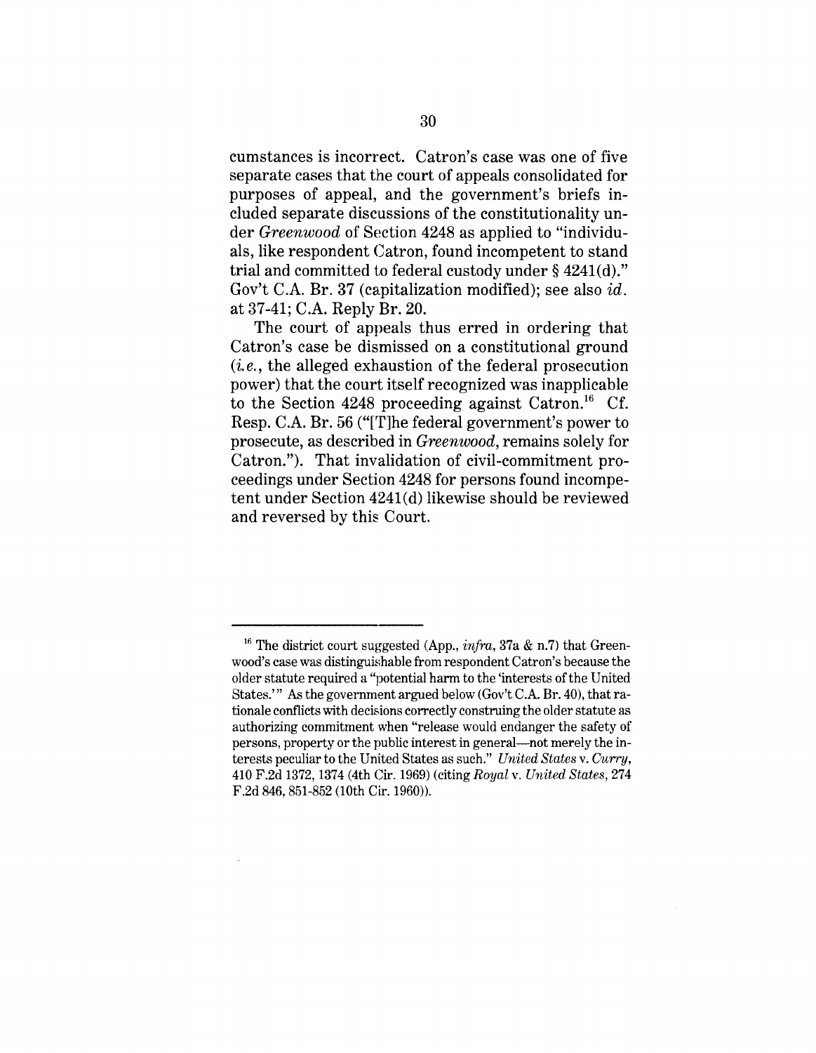cumstances is incorrect. Catron's case was one of five separate cases that the court of appeals consolidated for purposes of appeal, and the government's briefs included separate discussions of the constitutionality under *Greenwood* of Section 4248 as applied to "individuals, like respondent Catron, found incompetent to stand trial and committed to federal custody under § 4241(d)." Gov't C.A. Br. 37 (capitalization modified); see also *id.* at 37-41; C.A. Reply Br. 20.

The court of appeals thus erred in ordering that Catron's case be dismissed on a constitutional ground (*i.e.*, the alleged exhaustion of the federal prosecution power) that the court itself recognized was inapplicable to the Section 4248 proceeding against Catron.[16] Cf. Resp. C.A. Br. 56 ("[T]he federal government's power to prosecute, as described in *Greenwood*, remains solely for Catron."). That invalidation of civil-commitment proceedings under Section 4248 for persons found incompetent under Section 4241(d) likewise should be reviewed and reversed by this Court.

---

[16] The district court suggested (App., *infra*, 37a & n.7) that Greenwood's case was distinguishable from respondent Catron's because the older statute required a "potential harm to the 'interests of the United States.'" As the government argued below (Gov't C.A. Br. 40), that rationale conflicts with decisions correctly construing the older statute as authorizing commitment when "release would endanger the safety of persons, property or the public interest in general—not merely the interests peculiar to the United States as such." *United States* v. *Curry*, 410 F.2d 1372, 1374 (4th Cir. 1969) (citing *Royal* v. *United States*, 274 F.2d 846, 851-852 (10th Cir. 1960)).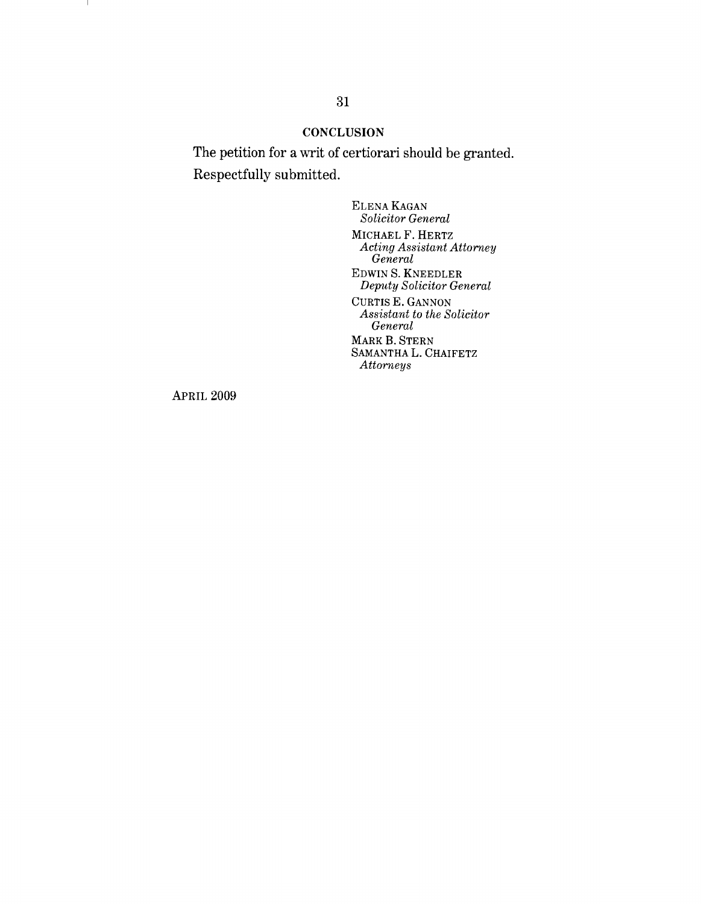## CONCLUSION

The petition for a writ of certiorari should be granted.

Respectfully submitted.

ELENA KAGAN
*Solicitor General*

MICHAEL F. HERTZ
*Acting Assistant Attorney General*

EDWIN S. KNEEDLER
*Deputy Solicitor General*

CURTIS E. GANNON
*Assistant to the Solicitor General*

MARK B. STERN
SAMANTHA L. CHAIFETZ
*Attorneys*

APRIL 2009